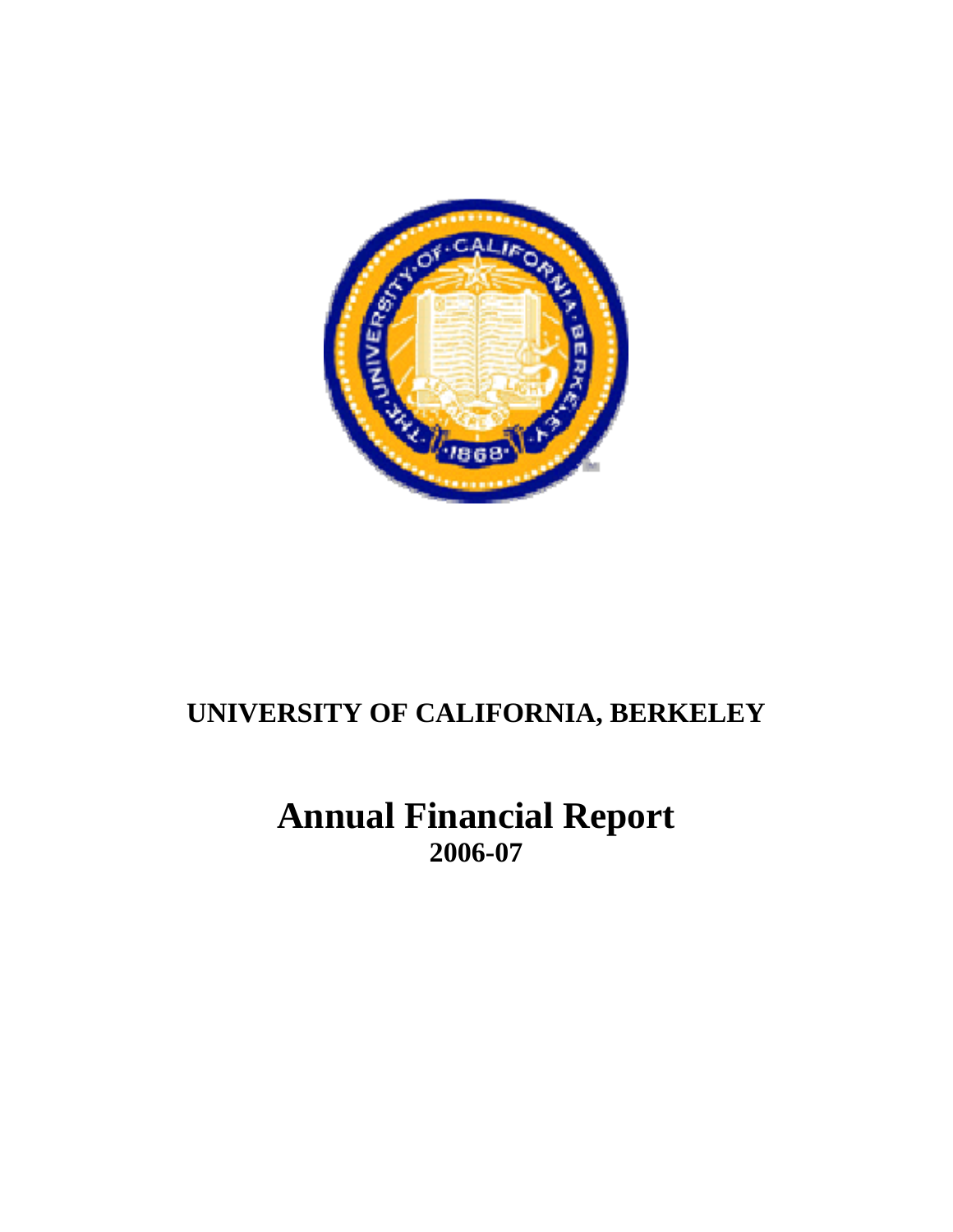# UNIVERSITY OF CALIFORNIA, BERKELEY

# Annual Financial Report

## 2006-07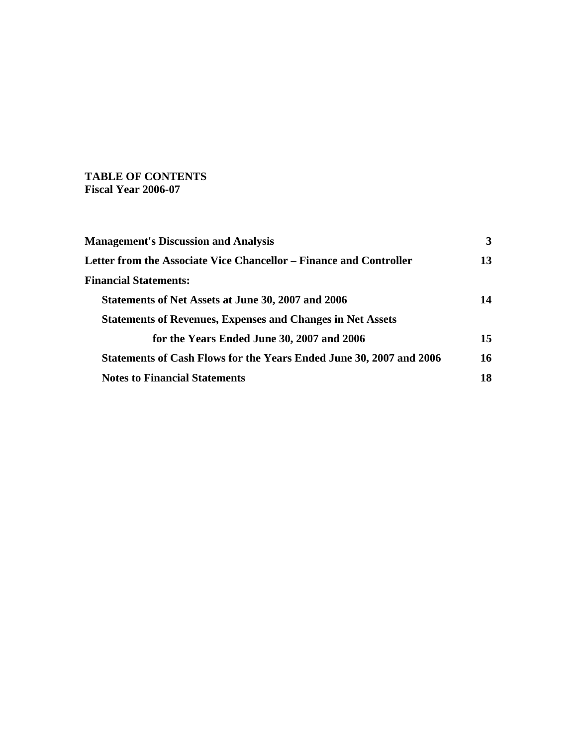**TABLE OF CONTENTS**
**Fiscal Year 2006-07**

| | |
|---|---|
| **Management's Discussion and Analysis** | **3** |
| **Letter from the Associate Vice Chancellor – Finance and Controller** | **13** |
| **Financial Statements:** | |
| **Statements of Net Assets at June 30, 2007 and 2006** | **14** |
| **Statements of Revenues, Expenses and Changes in Net Assets for the Years Ended June 30, 2007 and 2006** | **15** |
| **Statements of Cash Flows for the Years Ended June 30, 2007 and 2006** | **16** |
| **Notes to Financial Statements** | **18** |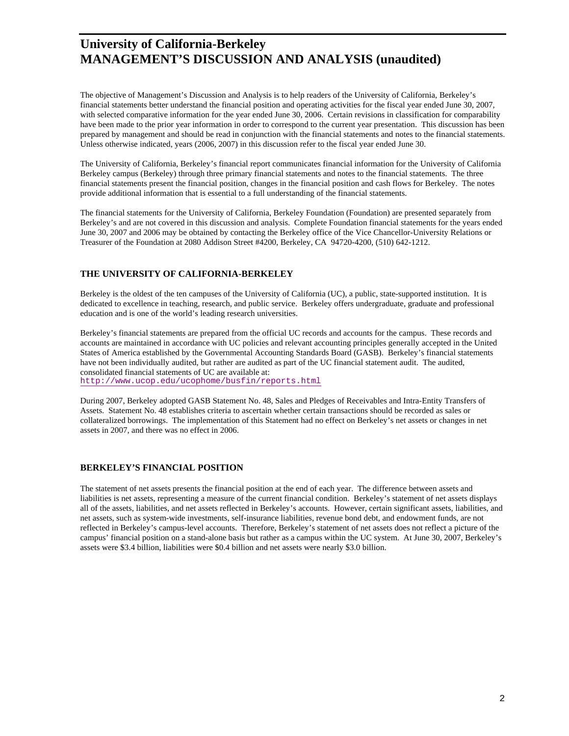# University of California-Berkeley
# MANAGEMENT'S DISCUSSION AND ANALYSIS (unaudited)

The objective of Management's Discussion and Analysis is to help readers of the University of California, Berkeley's financial statements better understand the financial position and operating activities for the fiscal year ended June 30, 2007, with selected comparative information for the year ended June 30, 2006. Certain revisions in classification for comparability have been made to the prior year information in order to correspond to the current year presentation. This discussion has been prepared by management and should be read in conjunction with the financial statements and notes to the financial statements. Unless otherwise indicated, years (2006, 2007) in this discussion refer to the fiscal year ended June 30.

The University of California, Berkeley's financial report communicates financial information for the University of California Berkeley campus (Berkeley) through three primary financial statements and notes to the financial statements. The three financial statements present the financial position, changes in the financial position and cash flows for Berkeley. The notes provide additional information that is essential to a full understanding of the financial statements.

The financial statements for the University of California, Berkeley Foundation (Foundation) are presented separately from Berkeley's and are not covered in this discussion and analysis. Complete Foundation financial statements for the years ended June 30, 2007 and 2006 may be obtained by contacting the Berkeley office of the Vice Chancellor-University Relations or Treasurer of the Foundation at 2080 Addison Street #4200, Berkeley, CA 94720-4200, (510) 642-1212.

## THE UNIVERSITY OF CALIFORNIA-BERKELEY

Berkeley is the oldest of the ten campuses of the University of California (UC), a public, state-supported institution. It is dedicated to excellence in teaching, research, and public service. Berkeley offers undergraduate, graduate and professional education and is one of the world's leading research universities.

Berkeley's financial statements are prepared from the official UC records and accounts for the campus. These records and accounts are maintained in accordance with UC policies and relevant accounting principles generally accepted in the United States of America established by the Governmental Accounting Standards Board (GASB). Berkeley's financial statements have not been individually audited, but rather are audited as part of the UC financial statement audit. The audited, consolidated financial statements of UC are available at:
http://www.ucop.edu/ucophome/busfin/reports.html

During 2007, Berkeley adopted GASB Statement No. 48, Sales and Pledges of Receivables and Intra-Entity Transfers of Assets. Statement No. 48 establishes criteria to ascertain whether certain transactions should be recorded as sales or collateralized borrowings. The implementation of this Statement had no effect on Berkeley's net assets or changes in net assets in 2007, and there was no effect in 2006.

## BERKELEY'S FINANCIAL POSITION

The statement of net assets presents the financial position at the end of each year. The difference between assets and liabilities is net assets, representing a measure of the current financial condition. Berkeley's statement of net assets displays all of the assets, liabilities, and net assets reflected in Berkeley's accounts. However, certain significant assets, liabilities, and net assets, such as system-wide investments, self-insurance liabilities, revenue bond debt, and endowment funds, are not reflected in Berkeley's campus-level accounts. Therefore, Berkeley's statement of net assets does not reflect a picture of the campus' financial position on a stand-alone basis but rather as a campus within the UC system. At June 30, 2007, Berkeley's assets were \$3.4 billion, liabilities were \$0.4 billion and net assets were nearly \$3.0 billion.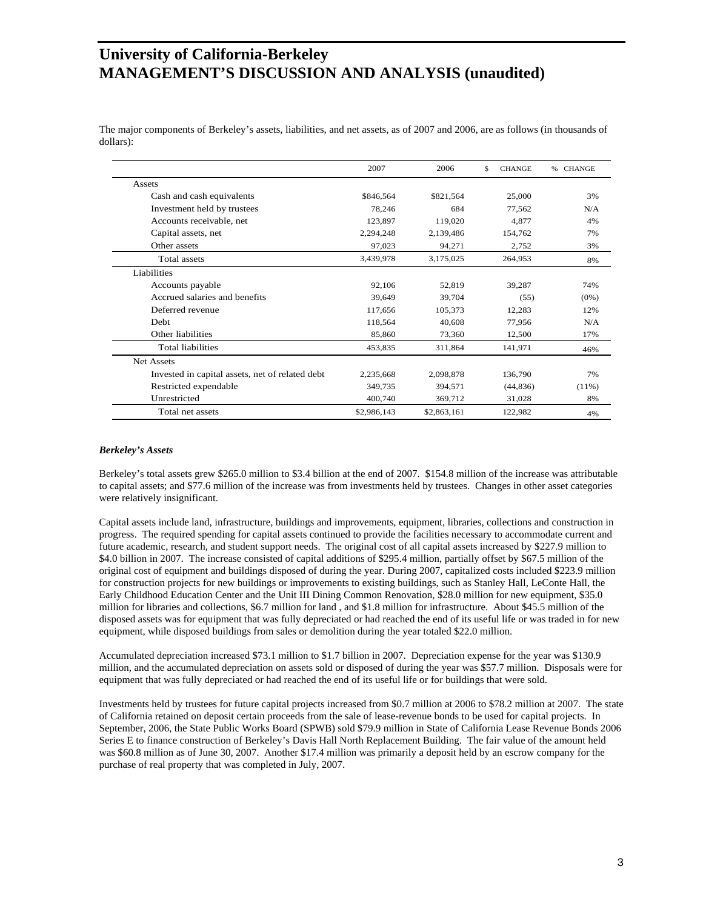# University of California-Berkeley
# MANAGEMENT'S DISCUSSION AND ANALYSIS (unaudited)

The major components of Berkeley's assets, liabilities, and net assets, as of 2007 and 2006, are as follows (in thousands of dollars):

| | 2007 | 2006 | $ CHANGE | % CHANGE |
|---|---|---|---|---|
| Assets | | | | |
| Cash and cash equivalents | $846,564 | $821,564 | 25,000 | 3% |
| Investment held by trustees | 78,246 | 684 | 77,562 | N/A |
| Accounts receivable, net | 123,897 | 119,020 | 4,877 | 4% |
| Capital assets, net | 2,294,248 | 2,139,486 | 154,762 | 7% |
| Other assets | 97,023 | 94,271 | 2,752 | 3% |
| Total assets | 3,439,978 | 3,175,025 | 264,953 | 8% |
| Liabilities | | | | |
| Accounts payable | 92,106 | 52,819 | 39,287 | 74% |
| Accrued salaries and benefits | 39,649 | 39,704 | (55) | (0%) |
| Deferred revenue | 117,656 | 105,373 | 12,283 | 12% |
| Debt | 118,564 | 40,608 | 77,956 | N/A |
| Other liabilities | 85,860 | 73,360 | 12,500 | 17% |
| Total liabilities | 453,835 | 311,864 | 141,971 | 46% |
| Net Assets | | | | |
| Invested in capital assets, net of related debt | 2,235,668 | 2,098,878 | 136,790 | 7% |
| Restricted expendable | 349,735 | 394,571 | (44,836) | (11%) |
| Unrestricted | 400,740 | 369,712 | 31,028 | 8% |
| Total net assets | $2,986,143 | $2,863,161 | 122,982 | 4% |

***Berkeley's Assets***

Berkeley's total assets grew $265.0 million to $3.4 billion at the end of 2007. $154.8 million of the increase was attributable to capital assets; and $77.6 million of the increase was from investments held by trustees. Changes in other asset categories were relatively insignificant.

Capital assets include land, infrastructure, buildings and improvements, equipment, libraries, collections and construction in progress. The required spending for capital assets continued to provide the facilities necessary to accommodate current and future academic, research, and student support needs. The original cost of all capital assets increased by $227.9 million to $4.0 billion in 2007. The increase consisted of capital additions of $295.4 million, partially offset by $67.5 million of the original cost of equipment and buildings disposed of during the year. During 2007, capitalized costs included $223.9 million for construction projects for new buildings or improvements to existing buildings, such as Stanley Hall, LeConte Hall, the Early Childhood Education Center and the Unit III Dining Common Renovation, $28.0 million for new equipment, $35.0 million for libraries and collections, $6.7 million for land , and $1.8 million for infrastructure. About $45.5 million of the disposed assets was for equipment that was fully depreciated or had reached the end of its useful life or was traded in for new equipment, while disposed buildings from sales or demolition during the year totaled $22.0 million.

Accumulated depreciation increased $73.1 million to $1.7 billion in 2007. Depreciation expense for the year was $130.9 million, and the accumulated depreciation on assets sold or disposed of during the year was $57.7 million. Disposals were for equipment that was fully depreciated or had reached the end of its useful life or for buildings that were sold.

Investments held by trustees for future capital projects increased from $0.7 million at 2006 to $78.2 million at 2007. The state of California retained on deposit certain proceeds from the sale of lease-revenue bonds to be used for capital projects. In September, 2006, the State Public Works Board (SPWB) sold $79.9 million in State of California Lease Revenue Bonds 2006 Series E to finance construction of Berkeley's Davis Hall North Replacement Building. The fair value of the amount held was $60.8 million as of June 30, 2007. Another $17.4 million was primarily a deposit held by an escrow company for the purchase of real property that was completed in July, 2007.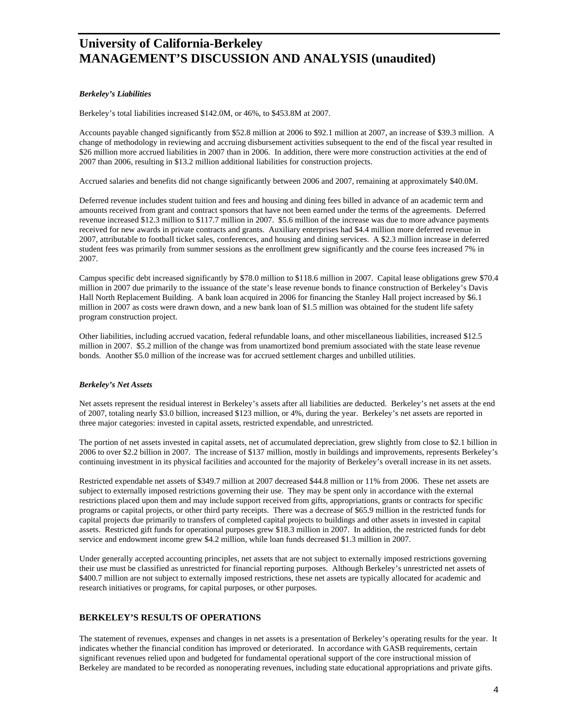### *Berkeley's Liabilities*

Berkeley's total liabilities increased $142.0M, or 46%, to $453.8M at 2007.

Accounts payable changed significantly from $52.8 million at 2006 to $92.1 million at 2007, an increase of $39.3 million. A change of methodology in reviewing and accruing disbursement activities subsequent to the end of the fiscal year resulted in $26 million more accrued liabilities in 2007 than in 2006. In addition, there were more construction activities at the end of 2007 than 2006, resulting in $13.2 million additional liabilities for construction projects.

Accrued salaries and benefits did not change significantly between 2006 and 2007, remaining at approximately $40.0M.

Deferred revenue includes student tuition and fees and housing and dining fees billed in advance of an academic term and amounts received from grant and contract sponsors that have not been earned under the terms of the agreements. Deferred revenue increased $12.3 million to $117.7 million in 2007. $5.6 million of the increase was due to more advance payments received for new awards in private contracts and grants. Auxiliary enterprises had $4.4 million more deferred revenue in 2007, attributable to football ticket sales, conferences, and housing and dining services. A $2.3 million increase in deferred student fees was primarily from summer sessions as the enrollment grew significantly and the course fees increased 7% in 2007.

Campus specific debt increased significantly by $78.0 million to $118.6 million in 2007. Capital lease obligations grew $70.4 million in 2007 due primarily to the issuance of the state's lease revenue bonds to finance construction of Berkeley's Davis Hall North Replacement Building. A bank loan acquired in 2006 for financing the Stanley Hall project increased by $6.1 million in 2007 as costs were drawn down, and a new bank loan of $1.5 million was obtained for the student life safety program construction project.

Other liabilities, including accrued vacation, federal refundable loans, and other miscellaneous liabilities, increased $12.5 million in 2007. $5.2 million of the change was from unamortized bond premium associated with the state lease revenue bonds. Another $5.0 million of the increase was for accrued settlement charges and unbilled utilities.

### *Berkeley's Net Assets*

Net assets represent the residual interest in Berkeley's assets after all liabilities are deducted. Berkeley's net assets at the end of 2007, totaling nearly $3.0 billion, increased $123 million, or 4%, during the year. Berkeley's net assets are reported in three major categories: invested in capital assets, restricted expendable, and unrestricted.

The portion of net assets invested in capital assets, net of accumulated depreciation, grew slightly from close to $2.1 billion in 2006 to over $2.2 billion in 2007. The increase of $137 million, mostly in buildings and improvements, represents Berkeley's continuing investment in its physical facilities and accounted for the majority of Berkeley's overall increase in its net assets.

Restricted expendable net assets of $349.7 million at 2007 decreased $44.8 million or 11% from 2006. These net assets are subject to externally imposed restrictions governing their use. They may be spent only in accordance with the external restrictions placed upon them and may include support received from gifts, appropriations, grants or contracts for specific programs or capital projects, or other third party receipts. There was a decrease of $65.9 million in the restricted funds for capital projects due primarily to transfers of completed capital projects to buildings and other assets in invested in capital assets. Restricted gift funds for operational purposes grew $18.3 million in 2007. In addition, the restricted funds for debt service and endowment income grew $4.2 million, while loan funds decreased $1.3 million in 2007.

Under generally accepted accounting principles, net assets that are not subject to externally imposed restrictions governing their use must be classified as unrestricted for financial reporting purposes. Although Berkeley's unrestricted net assets of $400.7 million are not subject to externally imposed restrictions, these net assets are typically allocated for academic and research initiatives or programs, for capital purposes, or other purposes.

## BERKELEY'S RESULTS OF OPERATIONS

The statement of revenues, expenses and changes in net assets is a presentation of Berkeley's operating results for the year. It indicates whether the financial condition has improved or deteriorated. In accordance with GASB requirements, certain significant revenues relied upon and budgeted for fundamental operational support of the core instructional mission of Berkeley are mandated to be recorded as nonoperating revenues, including state educational appropriations and private gifts.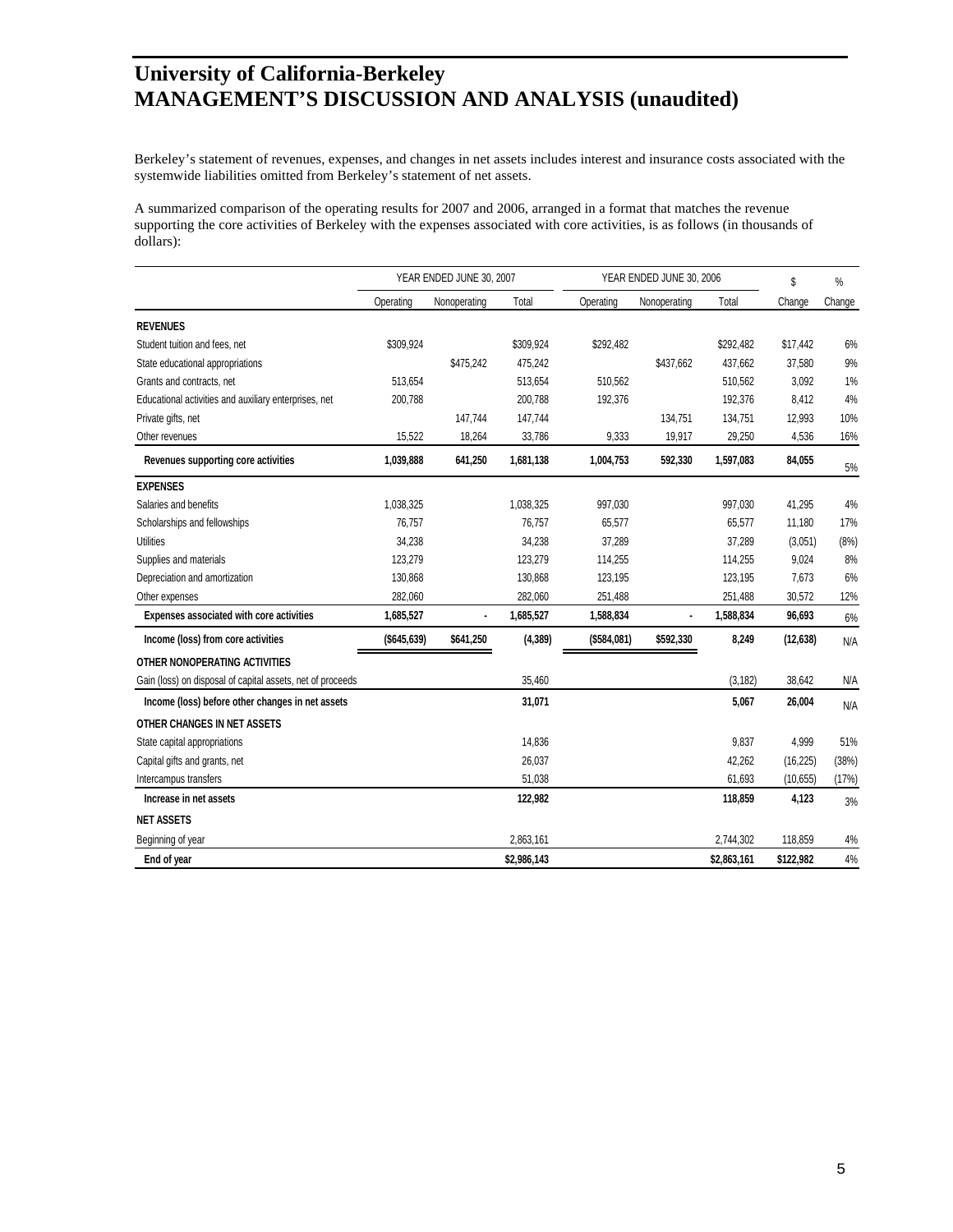# University of California-Berkeley
# MANAGEMENT'S DISCUSSION AND ANALYSIS (unaudited)

Berkeley's statement of revenues, expenses, and changes in net assets includes interest and insurance costs associated with the systemwide liabilities omitted from Berkeley's statement of net assets.

A summarized comparison of the operating results for 2007 and 2006, arranged in a format that matches the revenue supporting the core activities of Berkeley with the expenses associated with core activities, is as follows (in thousands of dollars):

| | YEAR ENDED JUNE 30, 2007 | | | YEAR ENDED JUNE 30, 2006 | | | $ | % |
|---|---|---|---|---|---|---|---|---|
| | Operating | Nonoperating | Total | Operating | Nonoperating | Total | Change | Change |
| **REVENUES** | | | | | | | | |
| Student tuition and fees, net | $309,924 | | $309,924 | $292,482 | | $292,482 | $17,442 | 6% |
| State educational appropriations | | $475,242 | 475,242 | | $437,662 | 437,662 | 37,580 | 9% |
| Grants and contracts, net | 513,654 | | 513,654 | 510,562 | | 510,562 | 3,092 | 1% |
| Educational activities and auxiliary enterprises, net | 200,788 | | 200,788 | 192,376 | | 192,376 | 8,412 | 4% |
| Private gifts, net | | 147,744 | 147,744 | | 134,751 | 134,751 | 12,993 | 10% |
| Other revenues | 15,522 | 18,264 | 33,786 | 9,333 | 19,917 | 29,250 | 4,536 | 16% |
| **Revenues supporting core activities** | **1,039,888** | **641,250** | **1,681,138** | **1,004,753** | **592,330** | **1,597,083** | **84,055** | 5% |
| **EXPENSES** | | | | | | | | |
| Salaries and benefits | 1,038,325 | | 1,038,325 | 997,030 | | 997,030 | 41,295 | 4% |
| Scholarships and fellowships | 76,757 | | 76,757 | 65,577 | | 65,577 | 11,180 | 17% |
| Utilities | 34,238 | | 34,238 | 37,289 | | 37,289 | (3,051) | (8%) |
| Supplies and materials | 123,279 | | 123,279 | 114,255 | | 114,255 | 9,024 | 8% |
| Depreciation and amortization | 130,868 | | 130,868 | 123,195 | | 123,195 | 7,673 | 6% |
| Other expenses | 282,060 | | 282,060 | 251,488 | | 251,488 | 30,572 | 12% |
| **Expenses associated with core activities** | **1,685,527** | **-** | **1,685,527** | **1,588,834** | **-** | **1,588,834** | **96,693** | 6% |
| **Income (loss) from core activities** | **($645,639)** | **$641,250** | **(4,389)** | **($584,081)** | **$592,330** | **8,249** | **(12,638)** | N/A |
| **OTHER NONOPERATING ACTIVITIES** | | | | | | | | |
| Gain (loss) on disposal of capital assets, net of proceeds | | | 35,460 | | | (3,182) | 38,642 | N/A |
| **Income (loss) before other changes in net assets** | | | **31,071** | | | **5,067** | **26,004** | N/A |
| **OTHER CHANGES IN NET ASSETS** | | | | | | | | |
| State capital appropriations | | | 14,836 | | | 9,837 | 4,999 | 51% |
| Capital gifts and grants, net | | | 26,037 | | | 42,262 | (16,225) | (38%) |
| Intercampus transfers | | | 51,038 | | | 61,693 | (10,655) | (17%) |
| **Increase in net assets** | | | **122,982** | | | **118,859** | **4,123** | 3% |
| **NET ASSETS** | | | | | | | | |
| Beginning of year | | | 2,863,161 | | | 2,744,302 | 118,859 | 4% |
| **End of year** | | | **$2,986,143** | | | **$2,863,161** | **$122,982** | 4% |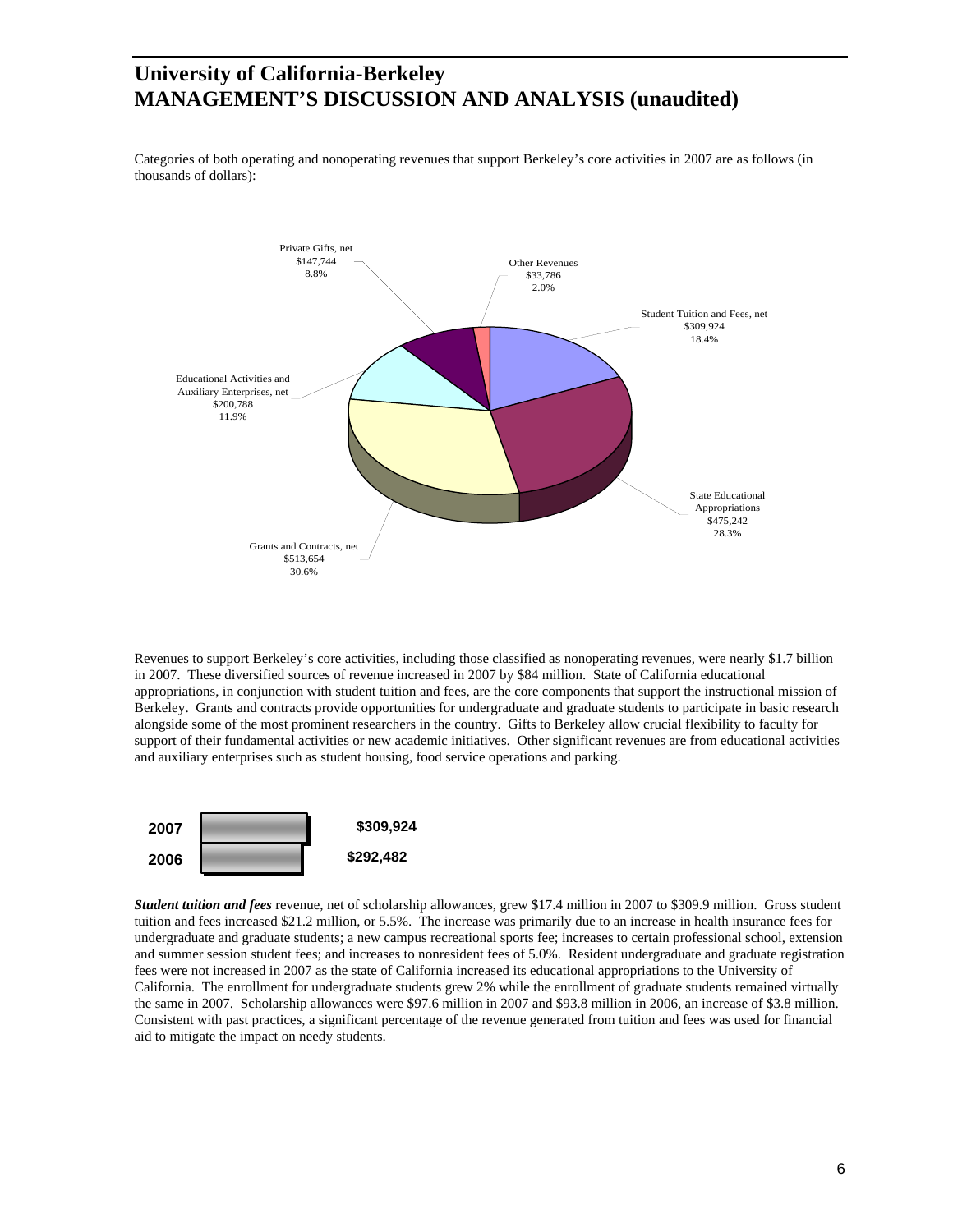# University of California-Berkeley
# MANAGEMENT'S DISCUSSION AND ANALYSIS (unaudited)

Categories of both operating and nonoperating revenues that support Berkeley's core activities in 2007 are as follows (in thousands of dollars):

| Category | Amount | Percent |
|---|---|---|
| Student Tuition and Fees, net | $309,924 | 18.4% |
| State Educational Appropriations | $475,242 | 28.3% |
| Grants and Contracts, net | $513,654 | 30.6% |
| Educational Activities and Auxiliary Enterprises, net | $200,788 | 11.9% |
| Private Gifts, net | $147,744 | 8.8% |
| Other Revenues | $33,786 | 2.0% |

Revenues to support Berkeley's core activities, including those classified as nonoperating revenues, were nearly $1.7 billion in 2007. These diversified sources of revenue increased in 2007 by $84 million. State of California educational appropriations, in conjunction with student tuition and fees, are the core components that support the instructional mission of Berkeley. Grants and contracts provide opportunities for undergraduate and graduate students to participate in basic research alongside some of the most prominent researchers in the country. Gifts to Berkeley allow crucial flexibility to faculty for support of their fundamental activities or new academic initiatives. Other significant revenues are from educational activities and auxiliary enterprises such as student housing, food service operations and parking.

| Year | Amount |
|---|---|
| 2007 | $309,924 |
| 2006 | $292,482 |

***Student tuition and fees*** revenue, net of scholarship allowances, grew $17.4 million in 2007 to $309.9 million. Gross student tuition and fees increased $21.2 million, or 5.5%. The increase was primarily due to an increase in health insurance fees for undergraduate and graduate students; a new campus recreational sports fee; increases to certain professional school, extension and summer session student fees; and increases to nonresident fees of 5.0%. Resident undergraduate and graduate registration fees were not increased in 2007 as the state of California increased its educational appropriations to the University of California. The enrollment for undergraduate students grew 2% while the enrollment of graduate students remained virtually the same in 2007. Scholarship allowances were $97.6 million in 2007 and $93.8 million in 2006, an increase of $3.8 million. Consistent with past practices, a significant percentage of the revenue generated from tuition and fees was used for financial aid to mitigate the impact on needy students.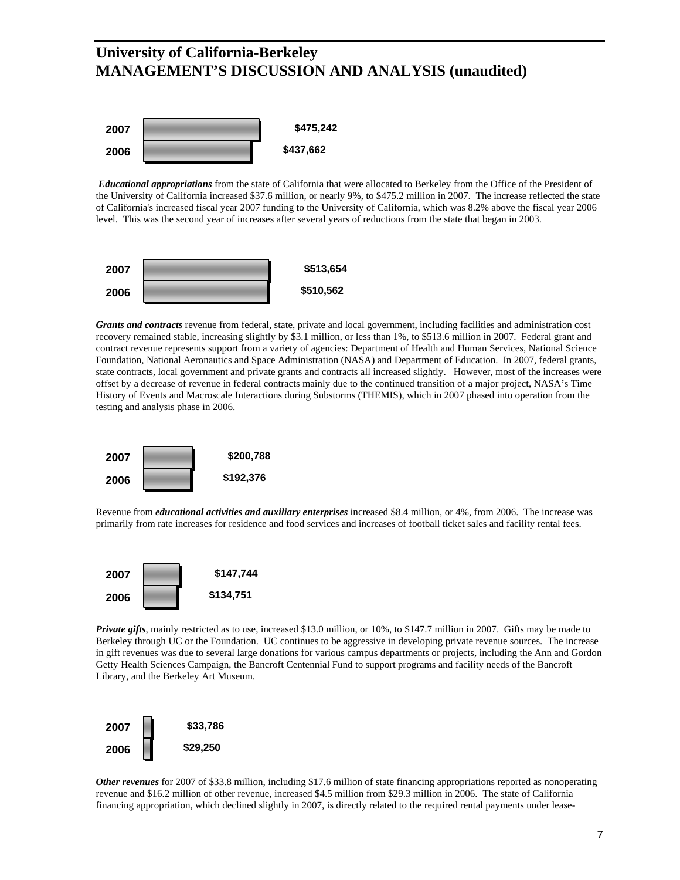# University of California-Berkeley
# MANAGEMENT'S DISCUSSION AND ANALYSIS (unaudited)

| Year | Amount |
|---|---|
| 2007 | $475,242 |
| 2006 | $437,662 |

***Educational appropriations*** from the state of California that were allocated to Berkeley from the Office of the President of the University of California increased $37.6 million, or nearly 9%, to $475.2 million in 2007. The increase reflected the state of California's increased fiscal year 2007 funding to the University of California, which was 8.2% above the fiscal year 2006 level. This was the second year of increases after several years of reductions from the state that began in 2003.

| Year | Amount |
|---|---|
| 2007 | $513,654 |
| 2006 | $510,562 |

***Grants and contracts*** revenue from federal, state, private and local government, including facilities and administration cost recovery remained stable, increasing slightly by $3.1 million, or less than 1%, to $513.6 million in 2007. Federal grant and contract revenue represents support from a variety of agencies: Department of Health and Human Services, National Science Foundation, National Aeronautics and Space Administration (NASA) and Department of Education. In 2007, federal grants, state contracts, local government and private grants and contracts all increased slightly. However, most of the increases were offset by a decrease of revenue in federal contracts mainly due to the continued transition of a major project, NASA's Time History of Events and Macroscale Interactions during Substorms (THEMIS), which in 2007 phased into operation from the testing and analysis phase in 2006.

| Year | Amount |
|---|---|
| 2007 | $200,788 |
| 2006 | $192,376 |

Revenue from ***educational activities and auxiliary enterprises*** increased $8.4 million, or 4%, from 2006. The increase was primarily from rate increases for residence and food services and increases of football ticket sales and facility rental fees.

| Year | Amount |
|---|---|
| 2007 | $147,744 |
| 2006 | $134,751 |

***Private gifts***, mainly restricted as to use, increased $13.0 million, or 10%, to $147.7 million in 2007. Gifts may be made to Berkeley through UC or the Foundation. UC continues to be aggressive in developing private revenue sources. The increase in gift revenues was due to several large donations for various campus departments or projects, including the Ann and Gordon Getty Health Sciences Campaign, the Bancroft Centennial Fund to support programs and facility needs of the Bancroft Library, and the Berkeley Art Museum.

| Year | Amount |
|---|---|
| 2007 | $33,786 |
| 2006 | $29,250 |

***Other revenues*** for 2007 of $33.8 million, including $17.6 million of state financing appropriations reported as nonoperating revenue and $16.2 million of other revenue, increased $4.5 million from $29.3 million in 2006. The state of California financing appropriation, which declined slightly in 2007, is directly related to the required rental payments under lease-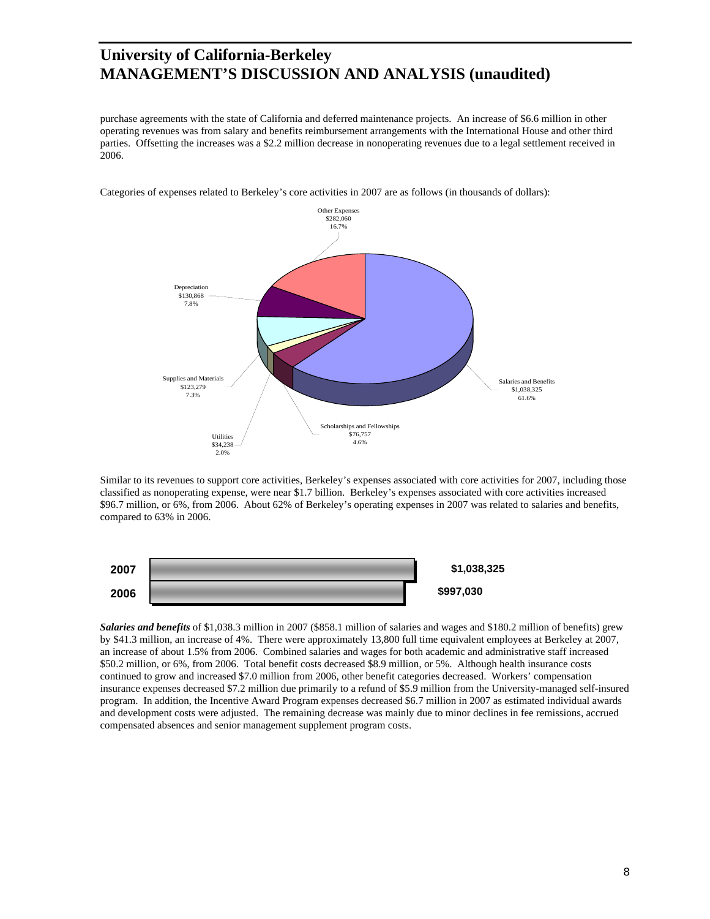# University of California-Berkeley
# MANAGEMENT'S DISCUSSION AND ANALYSIS (unaudited)

purchase agreements with the state of California and deferred maintenance projects. An increase of $6.6 million in other operating revenues was from salary and benefits reimbursement arrangements with the International House and other third parties. Offsetting the increases was a $2.2 million decrease in nonoperating revenues due to a legal settlement received in 2006.

Categories of expenses related to Berkeley's core activities in 2007 are as follows (in thousands of dollars):

| Category | Amount | Percent |
|---|---|---|
| Salaries and Benefits | $1,038,325 | 61.6% |
| Other Expenses | $282,060 | 16.7% |
| Depreciation | $130,868 | 7.8% |
| Supplies and Materials | $123,279 | 7.3% |
| Scholarships and Fellowships | $76,757 | 4.6% |
| Utilities | $34,238 | 2.0% |

Similar to its revenues to support core activities, Berkeley's expenses associated with core activities for 2007, including those classified as nonoperating expense, were near $1.7 billion. Berkeley's expenses associated with core activities increased $96.7 million, or 6%, from 2006. About 62% of Berkeley's operating expenses in 2007 was related to salaries and benefits, compared to 63% in 2006.

| Year | Salaries and Benefits |
|---|---|
| 2007 | $1,038,325 |
| 2006 | $997,030 |

***Salaries and benefits*** of $1,038.3 million in 2007 ($858.1 million of salaries and wages and $180.2 million of benefits) grew by $41.3 million, an increase of 4%. There were approximately 13,800 full time equivalent employees at Berkeley at 2007, an increase of about 1.5% from 2006. Combined salaries and wages for both academic and administrative staff increased $50.2 million, or 6%, from 2006. Total benefit costs decreased $8.9 million, or 5%. Although health insurance costs continued to grow and increased $7.0 million from 2006, other benefit categories decreased. Workers' compensation insurance expenses decreased $7.2 million due primarily to a refund of $5.9 million from the University-managed self-insured program. In addition, the Incentive Award Program expenses decreased $6.7 million in 2007 as estimated individual awards and development costs were adjusted. The remaining decrease was mainly due to minor declines in fee remissions, accrued compensated absences and senior management supplement program costs.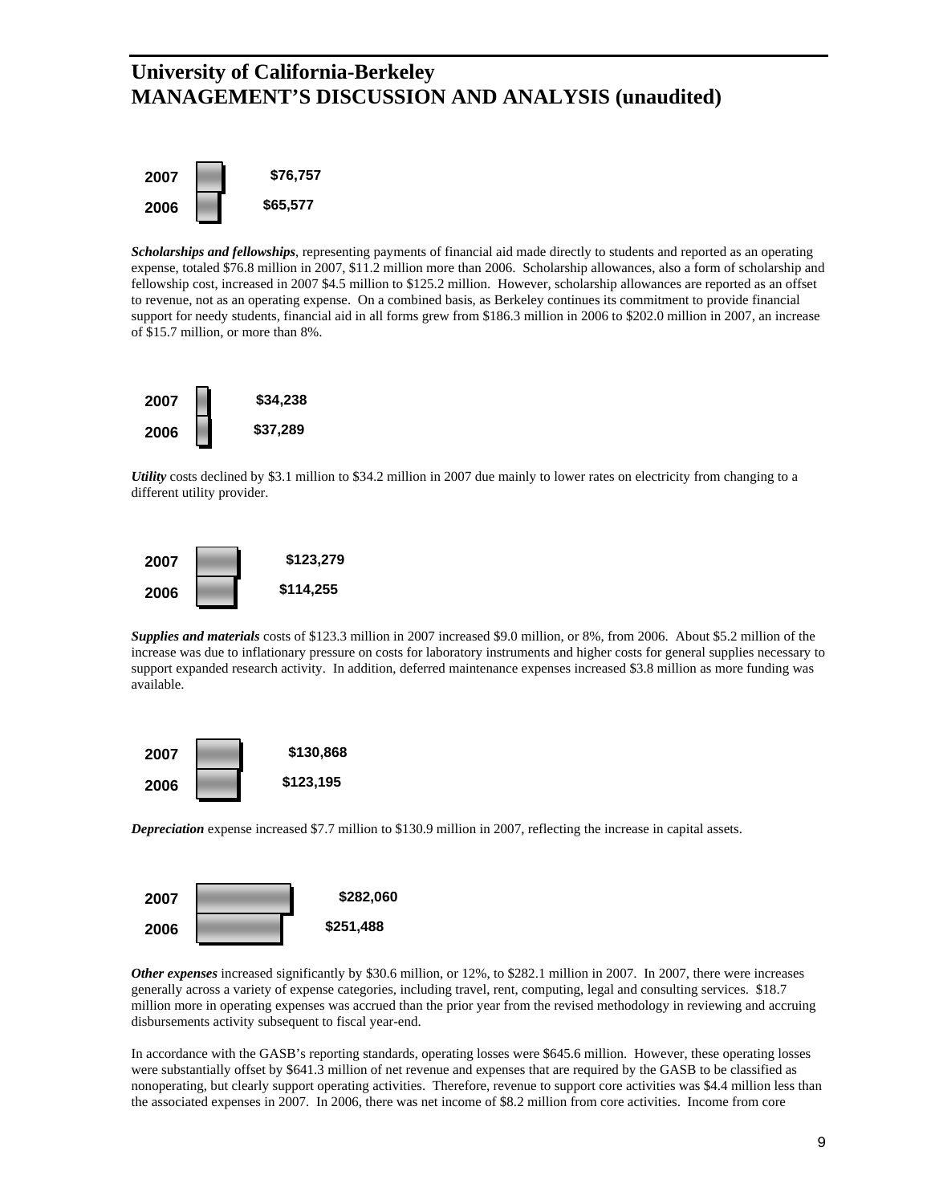# University of California-Berkeley
# MANAGEMENT'S DISCUSSION AND ANALYSIS (unaudited)

| Year | Amount |
|---|---|
| 2007 | $76,757 |
| 2006 | $65,577 |

***Scholarships and fellowships***, representing payments of financial aid made directly to students and reported as an operating expense, totaled $76.8 million in 2007, $11.2 million more than 2006. Scholarship allowances, also a form of scholarship and fellowship cost, increased in 2007 $4.5 million to $125.2 million. However, scholarship allowances are reported as an offset to revenue, not as an operating expense. On a combined basis, as Berkeley continues its commitment to provide financial support for needy students, financial aid in all forms grew from $186.3 million in 2006 to $202.0 million in 2007, an increase of $15.7 million, or more than 8%.

| Year | Amount |
|---|---|
| 2007 | $34,238 |
| 2006 | $37,289 |

***Utility*** costs declined by $3.1 million to $34.2 million in 2007 due mainly to lower rates on electricity from changing to a different utility provider.

| Year | Amount |
|---|---|
| 2007 | $123,279 |
| 2006 | $114,255 |

***Supplies and materials*** costs of $123.3 million in 2007 increased $9.0 million, or 8%, from 2006. About $5.2 million of the increase was due to inflationary pressure on costs for laboratory instruments and higher costs for general supplies necessary to support expanded research activity. In addition, deferred maintenance expenses increased $3.8 million as more funding was available.

| Year | Amount |
|---|---|
| 2007 | $130,868 |
| 2006 | $123,195 |

***Depreciation*** expense increased $7.7 million to $130.9 million in 2007, reflecting the increase in capital assets.

| Year | Amount |
|---|---|
| 2007 | $282,060 |
| 2006 | $251,488 |

***Other expenses*** increased significantly by $30.6 million, or 12%, to $282.1 million in 2007. In 2007, there were increases generally across a variety of expense categories, including travel, rent, computing, legal and consulting services. $18.7 million more in operating expenses was accrued than the prior year from the revised methodology in reviewing and accruing disbursements activity subsequent to fiscal year-end.

In accordance with the GASB's reporting standards, operating losses were $645.6 million. However, these operating losses were substantially offset by $641.3 million of net revenue and expenses that are required by the GASB to be classified as nonoperating, but clearly support operating activities. Therefore, revenue to support core activities was $4.4 million less than the associated expenses in 2007. In 2006, there was net income of $8.2 million from core activities. Income from core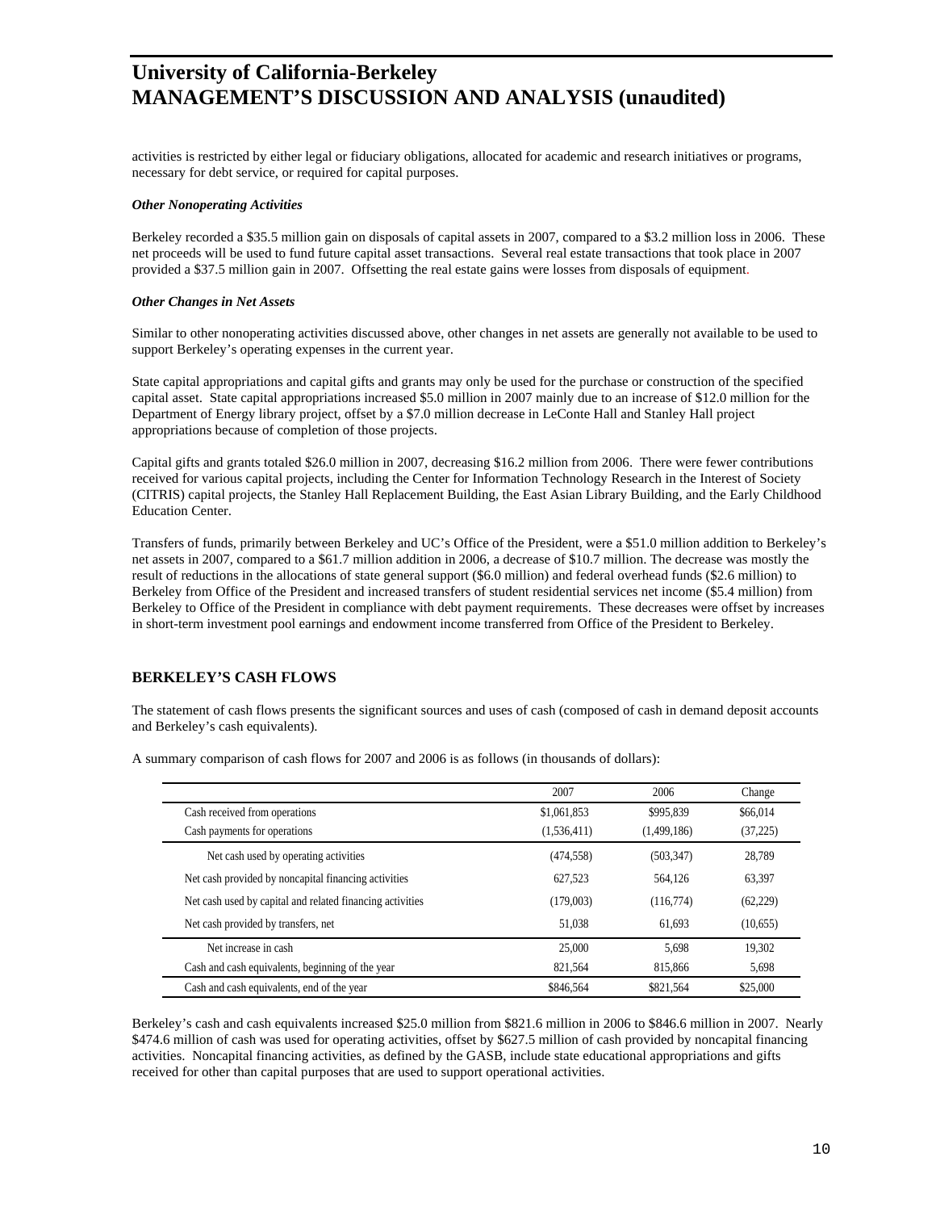activities is restricted by either legal or fiduciary obligations, allocated for academic and research initiatives or programs, necessary for debt service, or required for capital purposes.

***Other Nonoperating Activities***

Berkeley recorded a $35.5 million gain on disposals of capital assets in 2007, compared to a $3.2 million loss in 2006. These net proceeds will be used to fund future capital asset transactions. Several real estate transactions that took place in 2007 provided a $37.5 million gain in 2007. Offsetting the real estate gains were losses from disposals of equipment.

***Other Changes in Net Assets***

Similar to other nonoperating activities discussed above, other changes in net assets are generally not available to be used to support Berkeley's operating expenses in the current year.

State capital appropriations and capital gifts and grants may only be used for the purchase or construction of the specified capital asset. State capital appropriations increased $5.0 million in 2007 mainly due to an increase of $12.0 million for the Department of Energy library project, offset by a $7.0 million decrease in LeConte Hall and Stanley Hall project appropriations because of completion of those projects.

Capital gifts and grants totaled $26.0 million in 2007, decreasing $16.2 million from 2006. There were fewer contributions received for various capital projects, including the Center for Information Technology Research in the Interest of Society (CITRIS) capital projects, the Stanley Hall Replacement Building, the East Asian Library Building, and the Early Childhood Education Center.

Transfers of funds, primarily between Berkeley and UC's Office of the President, were a $51.0 million addition to Berkeley's net assets in 2007, compared to a $61.7 million addition in 2006, a decrease of $10.7 million. The decrease was mostly the result of reductions in the allocations of state general support ($6.0 million) and federal overhead funds ($2.6 million) to Berkeley from Office of the President and increased transfers of student residential services net income ($5.4 million) from Berkeley to Office of the President in compliance with debt payment requirements. These decreases were offset by increases in short-term investment pool earnings and endowment income transferred from Office of the President to Berkeley.

## BERKELEY'S CASH FLOWS

The statement of cash flows presents the significant sources and uses of cash (composed of cash in demand deposit accounts and Berkeley's cash equivalents).

A summary comparison of cash flows for 2007 and 2006 is as follows (in thousands of dollars):

| | 2007 | 2006 | Change |
|---|---|---|---|
| Cash received from operations | $1,061,853 | $995,839 | $66,014 |
| Cash payments for operations | (1,536,411) | (1,499,186) | (37,225) |
| Net cash used by operating activities | (474,558) | (503,347) | 28,789 |
| Net cash provided by noncapital financing activities | 627,523 | 564,126 | 63,397 |
| Net cash used by capital and related financing activities | (179,003) | (116,774) | (62,229) |
| Net cash provided by transfers, net | 51,038 | 61,693 | (10,655) |
| Net increase in cash | 25,000 | 5,698 | 19,302 |
| Cash and cash equivalents, beginning of the year | 821,564 | 815,866 | 5,698 |
| Cash and cash equivalents, end of the year | $846,564 | $821,564 | $25,000 |

Berkeley's cash and cash equivalents increased $25.0 million from $821.6 million in 2006 to $846.6 million in 2007. Nearly $474.6 million of cash was used for operating activities, offset by $627.5 million of cash provided by noncapital financing activities. Noncapital financing activities, as defined by the GASB, include state educational appropriations and gifts received for other than capital purposes that are used to support operational activities.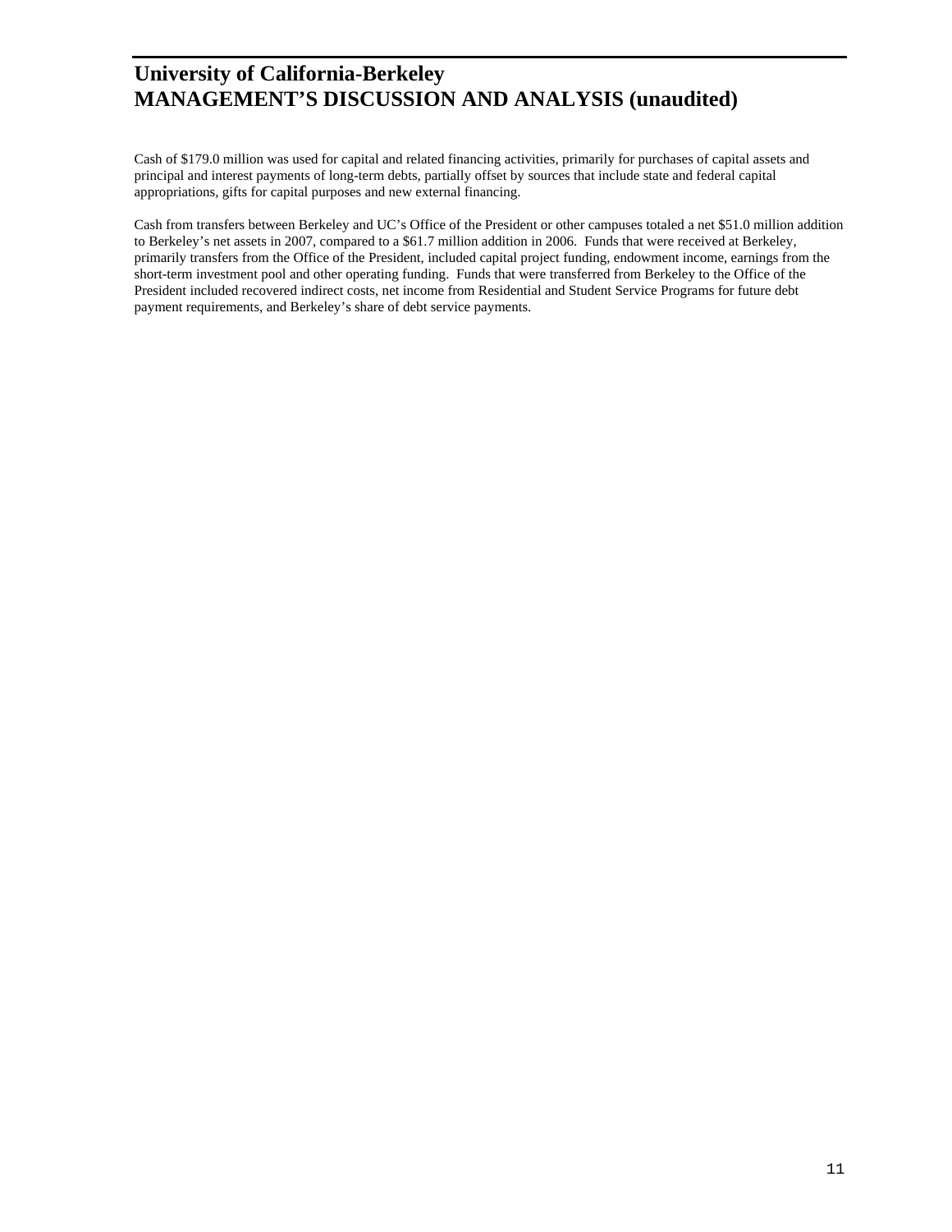Cash of $179.0 million was used for capital and related financing activities, primarily for purchases of capital assets and principal and interest payments of long-term debts, partially offset by sources that include state and federal capital appropriations, gifts for capital purposes and new external financing.

Cash from transfers between Berkeley and UC's Office of the President or other campuses totaled a net $51.0 million addition to Berkeley's net assets in 2007, compared to a $61.7 million addition in 2006. Funds that were received at Berkeley, primarily transfers from the Office of the President, included capital project funding, endowment income, earnings from the short-term investment pool and other operating funding. Funds that were transferred from Berkeley to the Office of the President included recovered indirect costs, net income from Residential and Student Service Programs for future debt payment requirements, and Berkeley's share of debt service payments.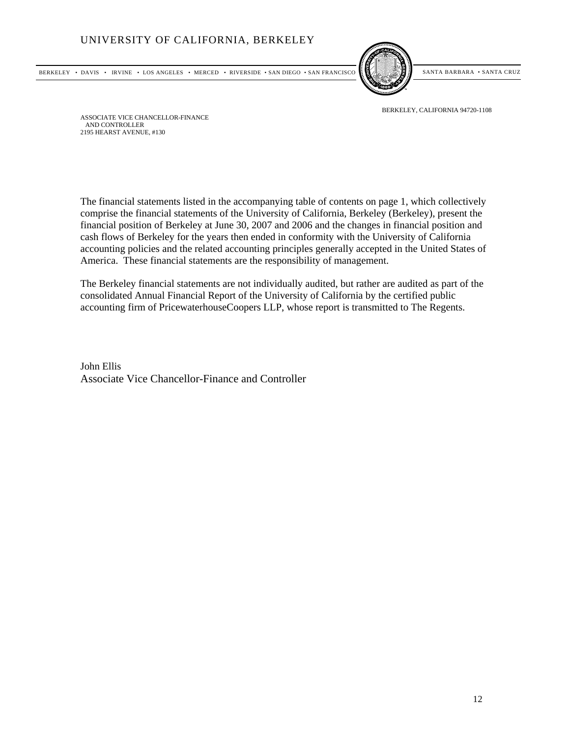UNIVERSITY OF CALIFORNIA, BERKELEY

BERKELEY • DAVIS • IRVINE • LOS ANGELES • MERCED • RIVERSIDE • SAN DIEGO • SAN FRANCISCO SANTA BARBARA • SANTA CRUZ

BERKELEY, CALIFORNIA 94720-1108

ASSOCIATE VICE CHANCELLOR-FINANCE
AND CONTROLLER
2195 HEARST AVENUE, #130

The financial statements listed in the accompanying table of contents on page 1, which collectively comprise the financial statements of the University of California, Berkeley (Berkeley), present the financial position of Berkeley at June 30, 2007 and 2006 and the changes in financial position and cash flows of Berkeley for the years then ended in conformity with the University of California accounting policies and the related accounting principles generally accepted in the United States of America. These financial statements are the responsibility of management.

The Berkeley financial statements are not individually audited, but rather are audited as part of the consolidated Annual Financial Report of the University of California by the certified public accounting firm of PricewaterhouseCoopers LLP, whose report is transmitted to The Regents.

John Ellis
Associate Vice Chancellor-Finance and Controller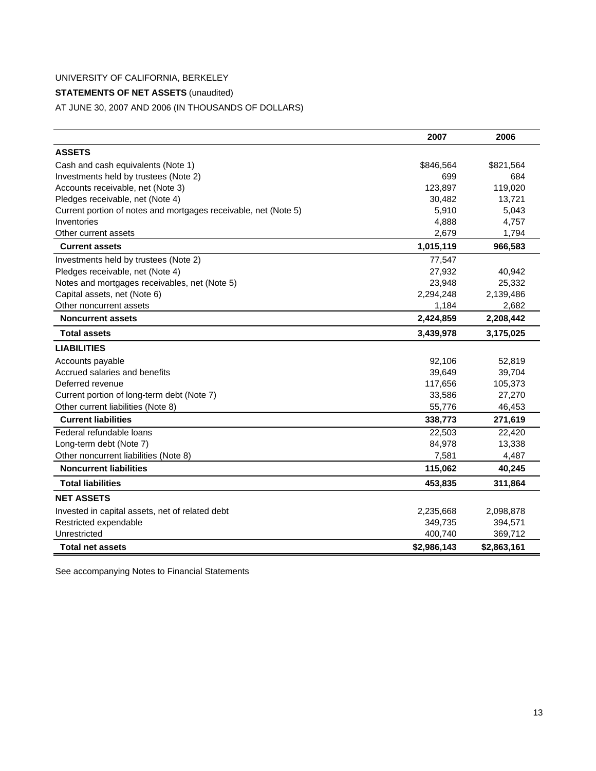UNIVERSITY OF CALIFORNIA, BERKELEY

**STATEMENTS OF NET ASSETS** (unaudited)

AT JUNE 30, 2007 AND 2006 (IN THOUSANDS OF DOLLARS)

| | 2007 | 2006 |
|---|---|---|
| **ASSETS** | | |
| Cash and cash equivalents (Note 1) | $846,564 | $821,564 |
| Investments held by trustees (Note 2) | 699 | 684 |
| Accounts receivable, net (Note 3) | 123,897 | 119,020 |
| Pledges receivable, net (Note 4) | 30,482 | 13,721 |
| Current portion of notes and mortgages receivable, net (Note 5) | 5,910 | 5,043 |
| Inventories | 4,888 | 4,757 |
| Other current assets | 2,679 | 1,794 |
| **Current assets** | **1,015,119** | **966,583** |
| Investments held by trustees (Note 2) | 77,547 | |
| Pledges receivable, net (Note 4) | 27,932 | 40,942 |
| Notes and mortgages receivables, net (Note 5) | 23,948 | 25,332 |
| Capital assets, net (Note 6) | 2,294,248 | 2,139,486 |
| Other noncurrent assets | 1,184 | 2,682 |
| **Noncurrent assets** | **2,424,859** | **2,208,442** |
| **Total assets** | **3,439,978** | **3,175,025** |
| **LIABILITIES** | | |
| Accounts payable | 92,106 | 52,819 |
| Accrued salaries and benefits | 39,649 | 39,704 |
| Deferred revenue | 117,656 | 105,373 |
| Current portion of long-term debt (Note 7) | 33,586 | 27,270 |
| Other current liabilities (Note 8) | 55,776 | 46,453 |
| **Current liabilities** | **338,773** | **271,619** |
| Federal refundable loans | 22,503 | 22,420 |
| Long-term debt (Note 7) | 84,978 | 13,338 |
| Other noncurrent liabilities (Note 8) | 7,581 | 4,487 |
| **Noncurrent liabilities** | **115,062** | **40,245** |
| **Total liabilities** | **453,835** | **311,864** |
| **NET ASSETS** | | |
| Invested in capital assets, net of related debt | 2,235,668 | 2,098,878 |
| Restricted expendable | 349,735 | 394,571 |
| Unrestricted | 400,740 | 369,712 |
| **Total net assets** | **$2,986,143** | **$2,863,161** |

See accompanying Notes to Financial Statements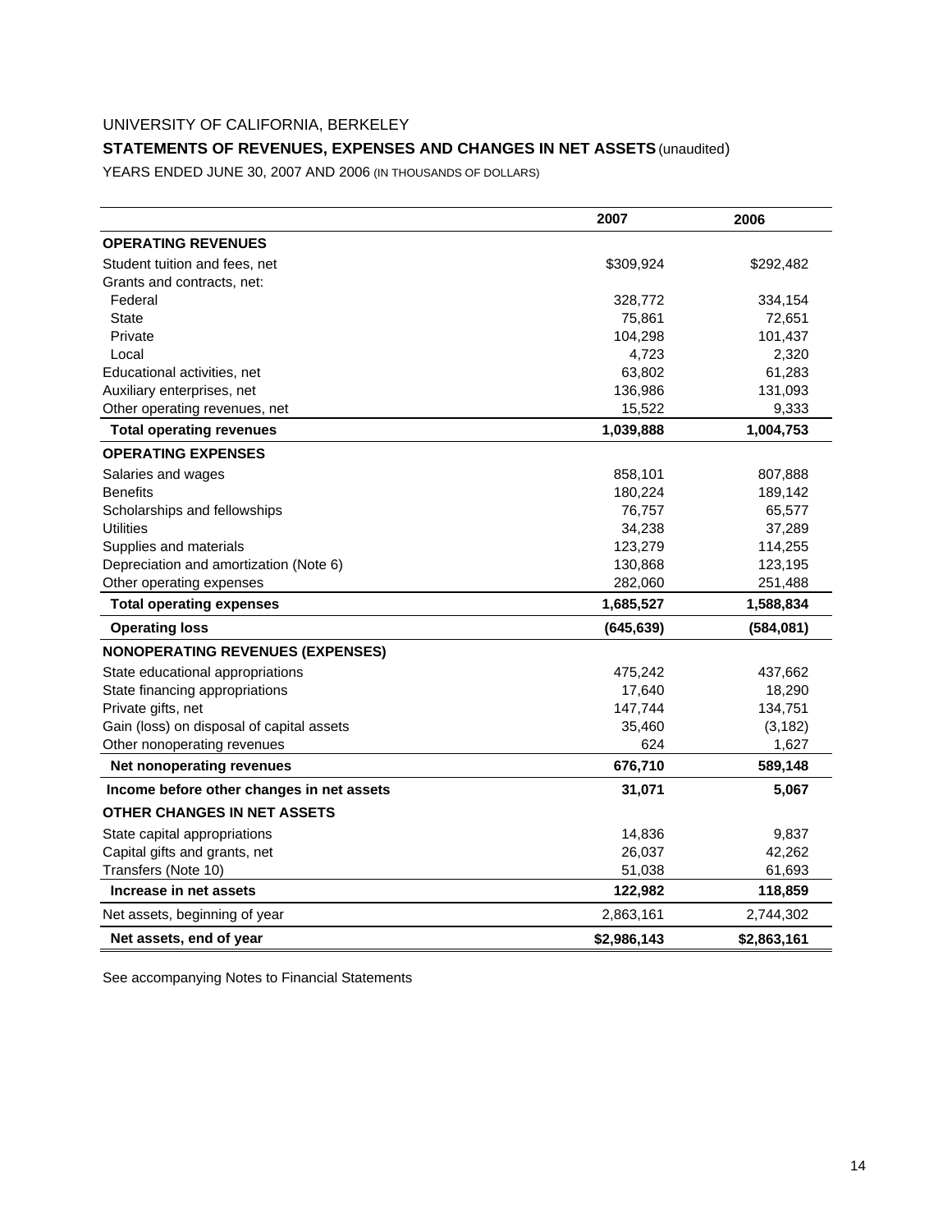UNIVERSITY OF CALIFORNIA, BERKELEY

**STATEMENTS OF REVENUES, EXPENSES AND CHANGES IN NET ASSETS** (unaudited)

YEARS ENDED JUNE 30, 2007 AND 2006 (IN THOUSANDS OF DOLLARS)

| | 2007 | 2006 |
|---|---|---|
| **OPERATING REVENUES** | | |
| Student tuition and fees, net | $309,924 | $292,482 |
| Grants and contracts, net: | | |
| Federal | 328,772 | 334,154 |
| State | 75,861 | 72,651 |
| Private | 104,298 | 101,437 |
| Local | 4,723 | 2,320 |
| Educational activities, net | 63,802 | 61,283 |
| Auxiliary enterprises, net | 136,986 | 131,093 |
| Other operating revenues, net | 15,522 | 9,333 |
| **Total operating revenues** | **1,039,888** | **1,004,753** |
| **OPERATING EXPENSES** | | |
| Salaries and wages | 858,101 | 807,888 |
| Benefits | 180,224 | 189,142 |
| Scholarships and fellowships | 76,757 | 65,577 |
| Utilities | 34,238 | 37,289 |
| Supplies and materials | 123,279 | 114,255 |
| Depreciation and amortization (Note 6) | 130,868 | 123,195 |
| Other operating expenses | 282,060 | 251,488 |
| **Total operating expenses** | **1,685,527** | **1,588,834** |
| **Operating loss** | **(645,639)** | **(584,081)** |
| **NONOPERATING REVENUES (EXPENSES)** | | |
| State educational appropriations | 475,242 | 437,662 |
| State financing appropriations | 17,640 | 18,290 |
| Private gifts, net | 147,744 | 134,751 |
| Gain (loss) on disposal of capital assets | 35,460 | (3,182) |
| Other nonoperating revenues | 624 | 1,627 |
| **Net nonoperating revenues** | **676,710** | **589,148** |
| **Income before other changes in net assets** | **31,071** | **5,067** |
| **OTHER CHANGES IN NET ASSETS** | | |
| State capital appropriations | 14,836 | 9,837 |
| Capital gifts and grants, net | 26,037 | 42,262 |
| Transfers (Note 10) | 51,038 | 61,693 |
| **Increase in net assets** | **122,982** | **118,859** |
| Net assets, beginning of year | 2,863,161 | 2,744,302 |
| **Net assets, end of year** | **$2,986,143** | **$2,863,161** |

See accompanying Notes to Financial Statements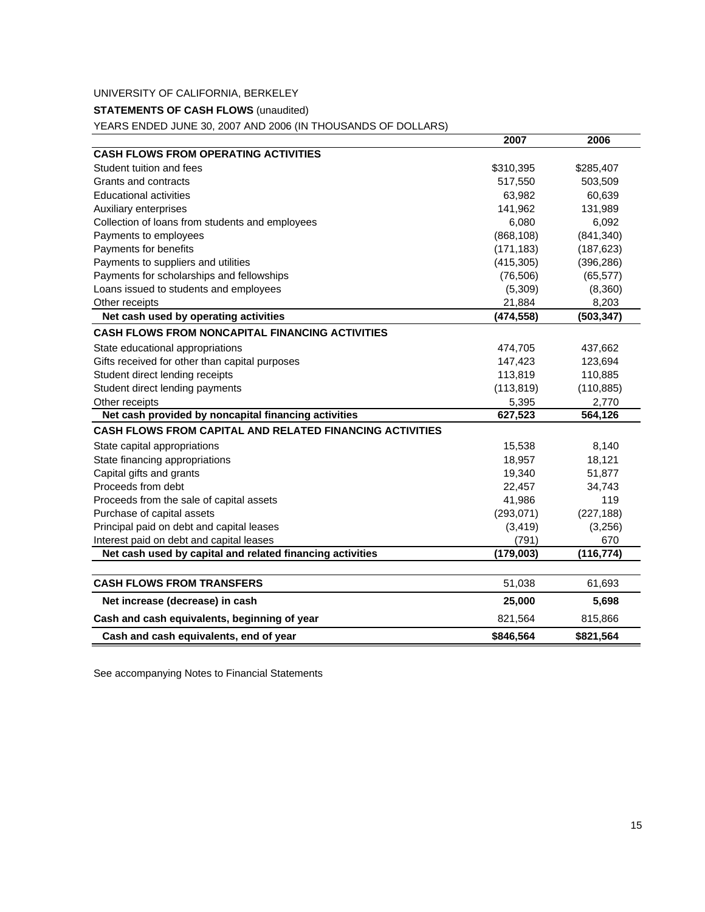UNIVERSITY OF CALIFORNIA, BERKELEY

**STATEMENTS OF CASH FLOWS** (unaudited)

YEARS ENDED JUNE 30, 2007 AND 2006 (IN THOUSANDS OF DOLLARS)

| | 2007 | 2006 |
|---|---|---|
| **CASH FLOWS FROM OPERATING ACTIVITIES** | | |
| Student tuition and fees | $310,395 | $285,407 |
| Grants and contracts | 517,550 | 503,509 |
| Educational activities | 63,982 | 60,639 |
| Auxiliary enterprises | 141,962 | 131,989 |
| Collection of loans from students and employees | 6,080 | 6,092 |
| Payments to employees | (868,108) | (841,340) |
| Payments for benefits | (171,183) | (187,623) |
| Payments to suppliers and utilities | (415,305) | (396,286) |
| Payments for scholarships and fellowships | (76,506) | (65,577) |
| Loans issued to students and employees | (5,309) | (8,360) |
| Other receipts | 21,884 | 8,203 |
| **Net cash used by operating activities** | **(474,558)** | **(503,347)** |
| **CASH FLOWS FROM NONCAPITAL FINANCING ACTIVITIES** | | |
| State educational appropriations | 474,705 | 437,662 |
| Gifts received for other than capital purposes | 147,423 | 123,694 |
| Student direct lending receipts | 113,819 | 110,885 |
| Student direct lending payments | (113,819) | (110,885) |
| Other receipts | 5,395 | 2,770 |
| **Net cash provided by noncapital financing activities** | **627,523** | **564,126** |
| **CASH FLOWS FROM CAPITAL AND RELATED FINANCING ACTIVITIES** | | |
| State capital appropriations | 15,538 | 8,140 |
| State financing appropriations | 18,957 | 18,121 |
| Capital gifts and grants | 19,340 | 51,877 |
| Proceeds from debt | 22,457 | 34,743 |
| Proceeds from the sale of capital assets | 41,986 | 119 |
| Purchase of capital assets | (293,071) | (227,188) |
| Principal paid on debt and capital leases | (3,419) | (3,256) |
| Interest paid on debt and capital leases | (791) | 670 |
| **Net cash used by capital and related financing activities** | **(179,003)** | **(116,774)** |
| **CASH FLOWS FROM TRANSFERS** | 51,038 | 61,693 |
| **Net increase (decrease) in cash** | **25,000** | **5,698** |
| **Cash and cash equivalents, beginning of year** | 821,564 | 815,866 |
| **Cash and cash equivalents, end of year** | **$846,564** | **$821,564** |

See accompanying Notes to Financial Statements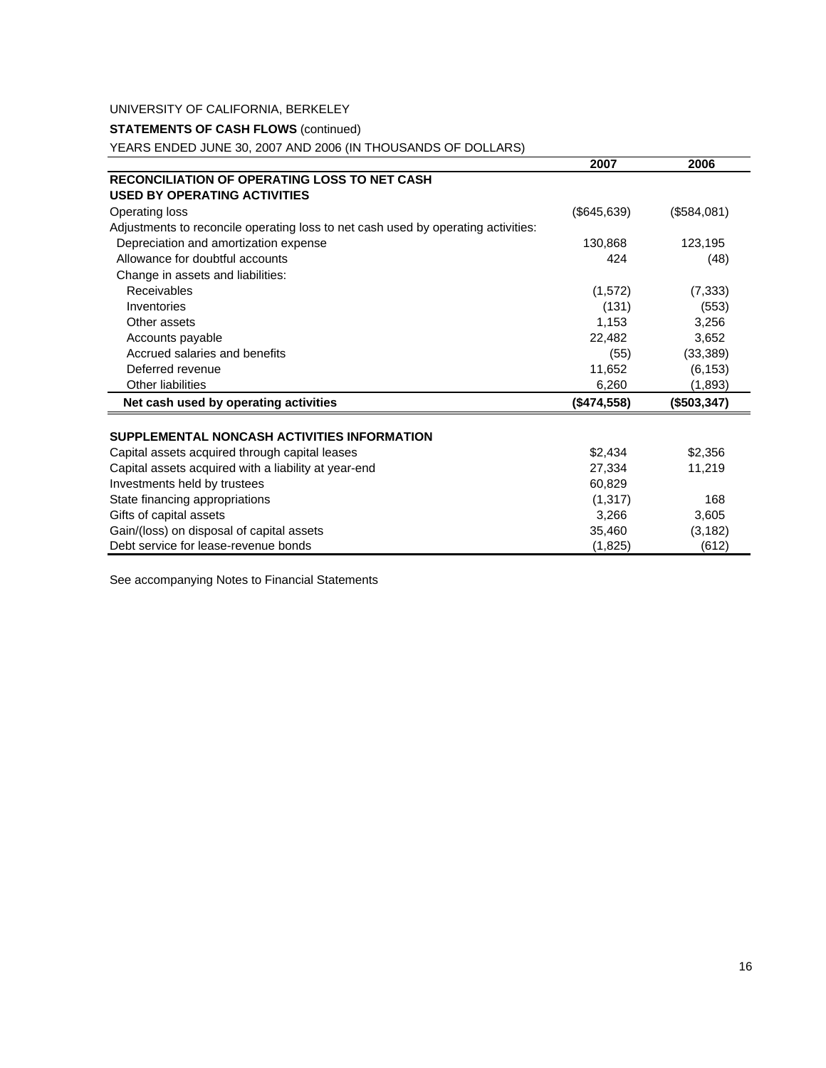UNIVERSITY OF CALIFORNIA, BERKELEY

**STATEMENTS OF CASH FLOWS** (continued)

YEARS ENDED JUNE 30, 2007 AND 2006 (IN THOUSANDS OF DOLLARS)

| | 2007 | 2006 |
|---|---|---|
| **RECONCILIATION OF OPERATING LOSS TO NET CASH USED BY OPERATING ACTIVITIES** | | |
| Operating loss | ($645,639) | ($584,081) |
| Adjustments to reconcile operating loss to net cash used by operating activities: | | |
| Depreciation and amortization expense | 130,868 | 123,195 |
| Allowance for doubtful accounts | 424 | (48) |
| Change in assets and liabilities: | | |
| Receivables | (1,572) | (7,333) |
| Inventories | (131) | (553) |
| Other assets | 1,153 | 3,256 |
| Accounts payable | 22,482 | 3,652 |
| Accrued salaries and benefits | (55) | (33,389) |
| Deferred revenue | 11,652 | (6,153) |
| Other liabilities | 6,260 | (1,893) |
| **Net cash used by operating activities** | **($474,558)** | **($503,347)** |
| | | |
| **SUPPLEMENTAL NONCASH ACTIVITIES INFORMATION** | | |
| Capital assets acquired through capital leases | $2,434 | $2,356 |
| Capital assets acquired with a liability at year-end | 27,334 | 11,219 |
| Investments held by trustees | 60,829 | |
| State financing appropriations | (1,317) | 168 |
| Gifts of capital assets | 3,266 | 3,605 |
| Gain/(loss) on disposal of capital assets | 35,460 | (3,182) |
| Debt service for lease-revenue bonds | (1,825) | (612) |

See accompanying Notes to Financial Statements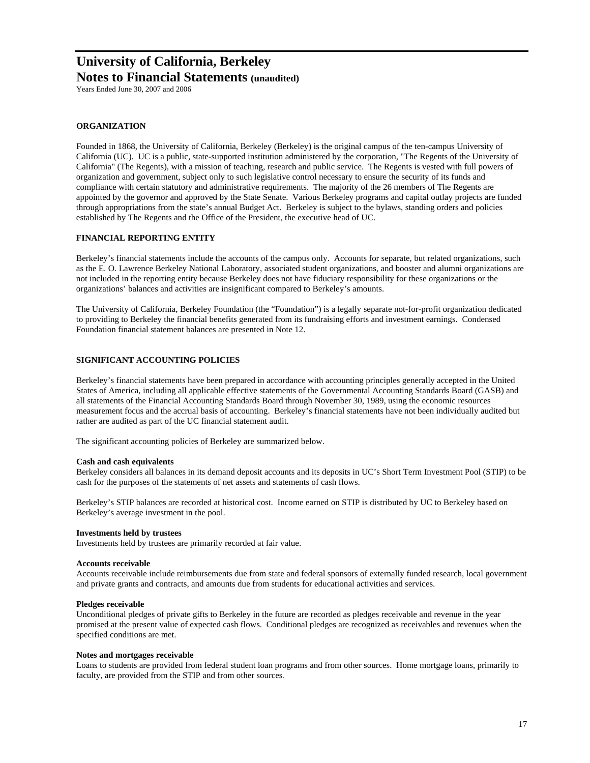# University of California, Berkeley
## Notes to Financial Statements (unaudited)

Years Ended June 30, 2007 and 2006

### ORGANIZATION

Founded in 1868, the University of California, Berkeley (Berkeley) is the original campus of the ten-campus University of California (UC). UC is a public, state-supported institution administered by the corporation, "The Regents of the University of California" (The Regents), with a mission of teaching, research and public service. The Regents is vested with full powers of organization and government, subject only to such legislative control necessary to ensure the security of its funds and compliance with certain statutory and administrative requirements. The majority of the 26 members of The Regents are appointed by the governor and approved by the State Senate. Various Berkeley programs and capital outlay projects are funded through appropriations from the state's annual Budget Act. Berkeley is subject to the bylaws, standing orders and policies established by The Regents and the Office of the President, the executive head of UC.

### FINANCIAL REPORTING ENTITY

Berkeley's financial statements include the accounts of the campus only. Accounts for separate, but related organizations, such as the E. O. Lawrence Berkeley National Laboratory, associated student organizations, and booster and alumni organizations are not included in the reporting entity because Berkeley does not have fiduciary responsibility for these organizations or the organizations' balances and activities are insignificant compared to Berkeley's amounts.

The University of California, Berkeley Foundation (the "Foundation") is a legally separate not-for-profit organization dedicated to providing to Berkeley the financial benefits generated from its fundraising efforts and investment earnings. Condensed Foundation financial statement balances are presented in Note 12.

### SIGNIFICANT ACCOUNTING POLICIES

Berkeley's financial statements have been prepared in accordance with accounting principles generally accepted in the United States of America, including all applicable effective statements of the Governmental Accounting Standards Board (GASB) and all statements of the Financial Accounting Standards Board through November 30, 1989, using the economic resources measurement focus and the accrual basis of accounting. Berkeley's financial statements have not been individually audited but rather are audited as part of the UC financial statement audit.

The significant accounting policies of Berkeley are summarized below.

**Cash and cash equivalents**
Berkeley considers all balances in its demand deposit accounts and its deposits in UC's Short Term Investment Pool (STIP) to be cash for the purposes of the statements of net assets and statements of cash flows.

Berkeley's STIP balances are recorded at historical cost. Income earned on STIP is distributed by UC to Berkeley based on Berkeley's average investment in the pool.

**Investments held by trustees**
Investments held by trustees are primarily recorded at fair value.

**Accounts receivable**
Accounts receivable include reimbursements due from state and federal sponsors of externally funded research, local government and private grants and contracts, and amounts due from students for educational activities and services.

**Pledges receivable**
Unconditional pledges of private gifts to Berkeley in the future are recorded as pledges receivable and revenue in the year promised at the present value of expected cash flows. Conditional pledges are recognized as receivables and revenues when the specified conditions are met.

**Notes and mortgages receivable**
Loans to students are provided from federal student loan programs and from other sources. Home mortgage loans, primarily to faculty, are provided from the STIP and from other sources.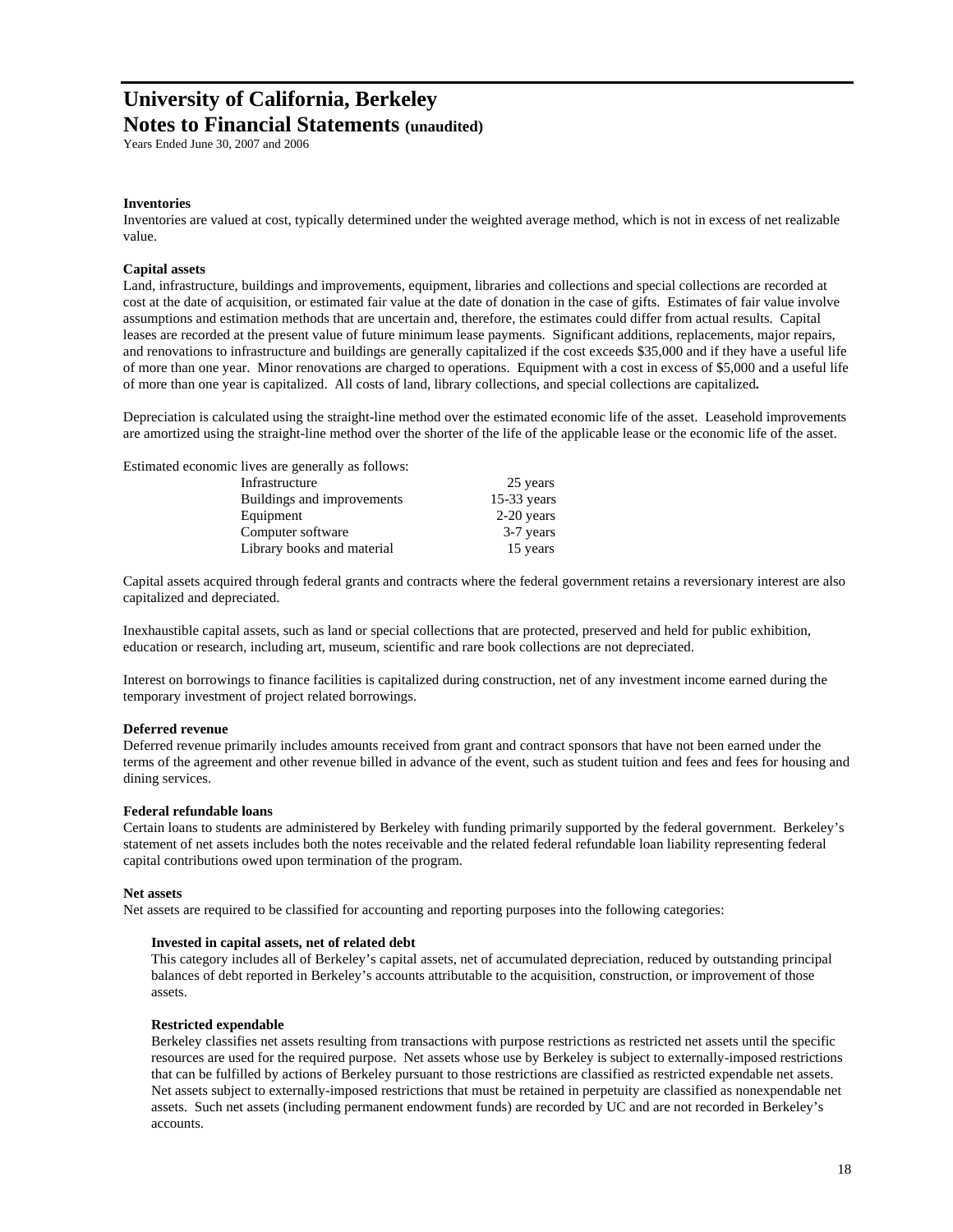**Inventories**

Inventories are valued at cost, typically determined under the weighted average method, which is not in excess of net realizable value.

**Capital assets**

Land, infrastructure, buildings and improvements, equipment, libraries and collections and special collections are recorded at cost at the date of acquisition, or estimated fair value at the date of donation in the case of gifts. Estimates of fair value involve assumptions and estimation methods that are uncertain and, therefore, the estimates could differ from actual results. Capital leases are recorded at the present value of future minimum lease payments. Significant additions, replacements, major repairs, and renovations to infrastructure and buildings are generally capitalized if the cost exceeds $35,000 and if they have a useful life of more than one year. Minor renovations are charged to operations. Equipment with a cost in excess of $5,000 and a useful life of more than one year is capitalized. All costs of land, library collections, and special collections are capitalized**.**

Depreciation is calculated using the straight-line method over the estimated economic life of the asset. Leasehold improvements are amortized using the straight-line method over the shorter of the life of the applicable lease or the economic life of the asset.

Estimated economic lives are generally as follows:

| | |
|---|---|
| Infrastructure | 25 years |
| Buildings and improvements | 15-33 years |
| Equipment | 2-20 years |
| Computer software | 3-7 years |
| Library books and material | 15 years |

Capital assets acquired through federal grants and contracts where the federal government retains a reversionary interest are also capitalized and depreciated.

Inexhaustible capital assets, such as land or special collections that are protected, preserved and held for public exhibition, education or research, including art, museum, scientific and rare book collections are not depreciated.

Interest on borrowings to finance facilities is capitalized during construction, net of any investment income earned during the temporary investment of project related borrowings.

**Deferred revenue**

Deferred revenue primarily includes amounts received from grant and contract sponsors that have not been earned under the terms of the agreement and other revenue billed in advance of the event, such as student tuition and fees and fees for housing and dining services.

**Federal refundable loans**

Certain loans to students are administered by Berkeley with funding primarily supported by the federal government. Berkeley's statement of net assets includes both the notes receivable and the related federal refundable loan liability representing federal capital contributions owed upon termination of the program.

**Net assets**

Net assets are required to be classified for accounting and reporting purposes into the following categories:

**Invested in capital assets, net of related debt**

This category includes all of Berkeley's capital assets, net of accumulated depreciation, reduced by outstanding principal balances of debt reported in Berkeley's accounts attributable to the acquisition, construction, or improvement of those assets.

**Restricted expendable**

Berkeley classifies net assets resulting from transactions with purpose restrictions as restricted net assets until the specific resources are used for the required purpose. Net assets whose use by Berkeley is subject to externally-imposed restrictions that can be fulfilled by actions of Berkeley pursuant to those restrictions are classified as restricted expendable net assets. Net assets subject to externally-imposed restrictions that must be retained in perpetuity are classified as nonexpendable net assets. Such net assets (including permanent endowment funds) are recorded by UC and are not recorded in Berkeley's accounts.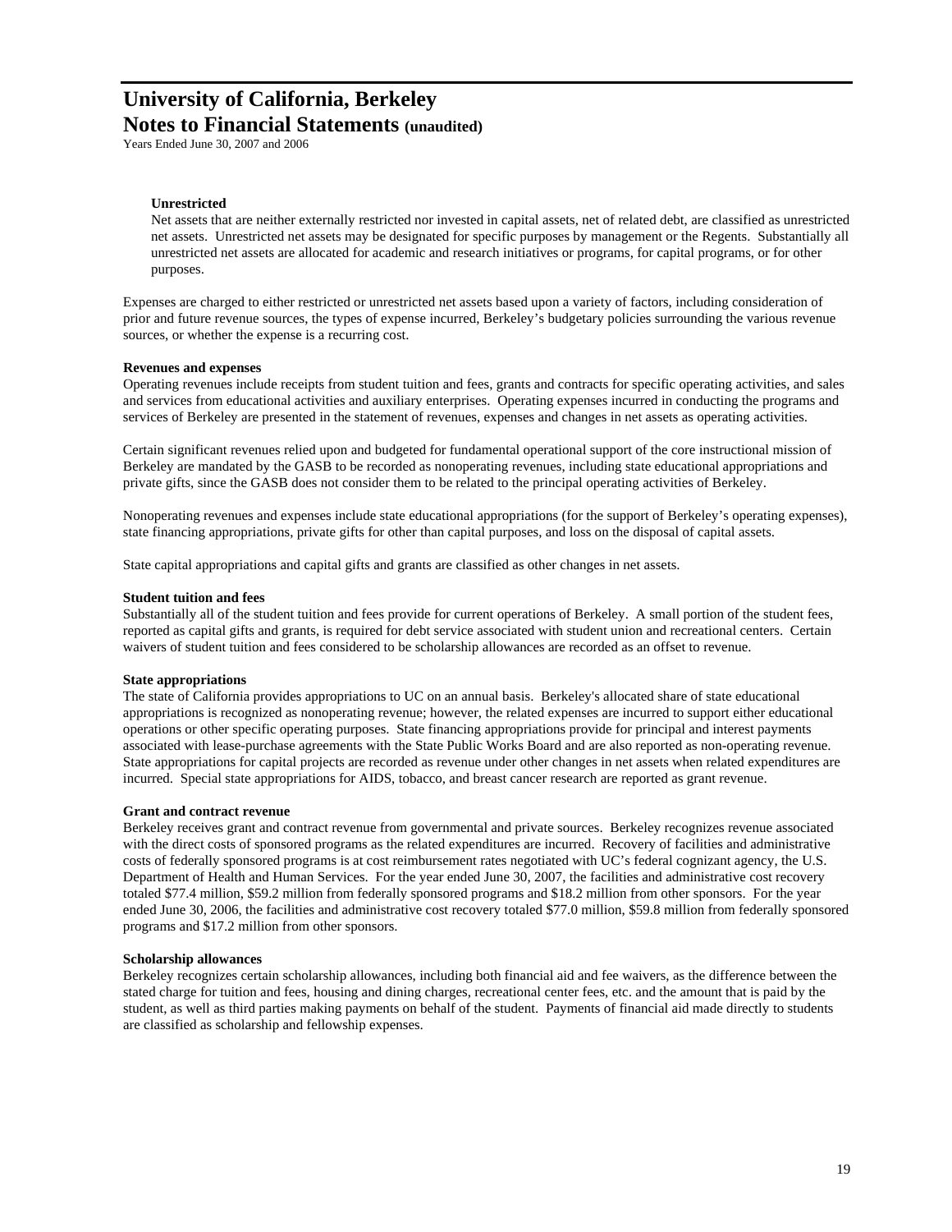**Unrestricted**

Net assets that are neither externally restricted nor invested in capital assets, net of related debt, are classified as unrestricted net assets. Unrestricted net assets may be designated for specific purposes by management or the Regents. Substantially all unrestricted net assets are allocated for academic and research initiatives or programs, for capital programs, or for other purposes.

Expenses are charged to either restricted or unrestricted net assets based upon a variety of factors, including consideration of prior and future revenue sources, the types of expense incurred, Berkeley's budgetary policies surrounding the various revenue sources, or whether the expense is a recurring cost.

**Revenues and expenses**

Operating revenues include receipts from student tuition and fees, grants and contracts for specific operating activities, and sales and services from educational activities and auxiliary enterprises. Operating expenses incurred in conducting the programs and services of Berkeley are presented in the statement of revenues, expenses and changes in net assets as operating activities.

Certain significant revenues relied upon and budgeted for fundamental operational support of the core instructional mission of Berkeley are mandated by the GASB to be recorded as nonoperating revenues, including state educational appropriations and private gifts, since the GASB does not consider them to be related to the principal operating activities of Berkeley.

Nonoperating revenues and expenses include state educational appropriations (for the support of Berkeley's operating expenses), state financing appropriations, private gifts for other than capital purposes, and loss on the disposal of capital assets.

State capital appropriations and capital gifts and grants are classified as other changes in net assets.

**Student tuition and fees**

Substantially all of the student tuition and fees provide for current operations of Berkeley. A small portion of the student fees, reported as capital gifts and grants, is required for debt service associated with student union and recreational centers. Certain waivers of student tuition and fees considered to be scholarship allowances are recorded as an offset to revenue.

**State appropriations**

The state of California provides appropriations to UC on an annual basis. Berkeley's allocated share of state educational appropriations is recognized as nonoperating revenue; however, the related expenses are incurred to support either educational operations or other specific operating purposes. State financing appropriations provide for principal and interest payments associated with lease-purchase agreements with the State Public Works Board and are also reported as non-operating revenue. State appropriations for capital projects are recorded as revenue under other changes in net assets when related expenditures are incurred. Special state appropriations for AIDS, tobacco, and breast cancer research are reported as grant revenue.

**Grant and contract revenue**

Berkeley receives grant and contract revenue from governmental and private sources. Berkeley recognizes revenue associated with the direct costs of sponsored programs as the related expenditures are incurred. Recovery of facilities and administrative costs of federally sponsored programs is at cost reimbursement rates negotiated with UC's federal cognizant agency, the U.S. Department of Health and Human Services. For the year ended June 30, 2007, the facilities and administrative cost recovery totaled $77.4 million, $59.2 million from federally sponsored programs and $18.2 million from other sponsors. For the year ended June 30, 2006, the facilities and administrative cost recovery totaled $77.0 million, $59.8 million from federally sponsored programs and $17.2 million from other sponsors.

**Scholarship allowances**

Berkeley recognizes certain scholarship allowances, including both financial aid and fee waivers, as the difference between the stated charge for tuition and fees, housing and dining charges, recreational center fees, etc. and the amount that is paid by the student, as well as third parties making payments on behalf of the student. Payments of financial aid made directly to students are classified as scholarship and fellowship expenses.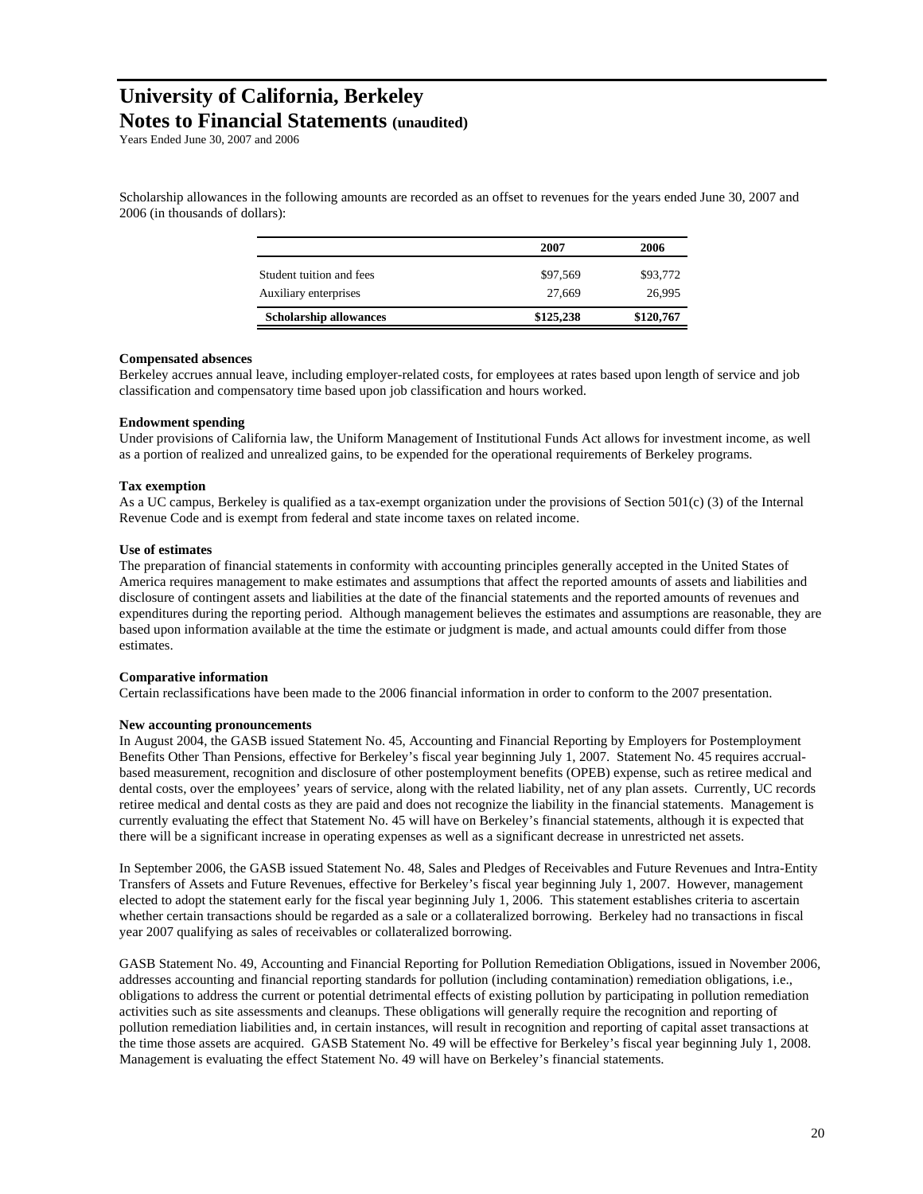Scholarship allowances in the following amounts are recorded as an offset to revenues for the years ended June 30, 2007 and 2006 (in thousands of dollars):

| | 2007 | 2006 |
|---|---|---|
| Student tuition and fees | $97,569 | $93,772 |
| Auxiliary enterprises | 27,669 | 26,995 |
| **Scholarship allowances** | **$125,238** | **$120,767** |

**Compensated absences**
Berkeley accrues annual leave, including employer-related costs, for employees at rates based upon length of service and job classification and compensatory time based upon job classification and hours worked.

**Endowment spending**
Under provisions of California law, the Uniform Management of Institutional Funds Act allows for investment income, as well as a portion of realized and unrealized gains, to be expended for the operational requirements of Berkeley programs.

**Tax exemption**
As a UC campus, Berkeley is qualified as a tax-exempt organization under the provisions of Section 501(c) (3) of the Internal Revenue Code and is exempt from federal and state income taxes on related income.

**Use of estimates**
The preparation of financial statements in conformity with accounting principles generally accepted in the United States of America requires management to make estimates and assumptions that affect the reported amounts of assets and liabilities and disclosure of contingent assets and liabilities at the date of the financial statements and the reported amounts of revenues and expenditures during the reporting period. Although management believes the estimates and assumptions are reasonable, they are based upon information available at the time the estimate or judgment is made, and actual amounts could differ from those estimates.

**Comparative information**
Certain reclassifications have been made to the 2006 financial information in order to conform to the 2007 presentation.

**New accounting pronouncements**
In August 2004, the GASB issued Statement No. 45, Accounting and Financial Reporting by Employers for Postemployment Benefits Other Than Pensions, effective for Berkeley's fiscal year beginning July 1, 2007. Statement No. 45 requires accrual-based measurement, recognition and disclosure of other postemployment benefits (OPEB) expense, such as retiree medical and dental costs, over the employees' years of service, along with the related liability, net of any plan assets. Currently, UC records retiree medical and dental costs as they are paid and does not recognize the liability in the financial statements. Management is currently evaluating the effect that Statement No. 45 will have on Berkeley's financial statements, although it is expected that there will be a significant increase in operating expenses as well as a significant decrease in unrestricted net assets.

In September 2006, the GASB issued Statement No. 48, Sales and Pledges of Receivables and Future Revenues and Intra-Entity Transfers of Assets and Future Revenues, effective for Berkeley's fiscal year beginning July 1, 2007. However, management elected to adopt the statement early for the fiscal year beginning July 1, 2006. This statement establishes criteria to ascertain whether certain transactions should be regarded as a sale or a collateralized borrowing. Berkeley had no transactions in fiscal year 2007 qualifying as sales of receivables or collateralized borrowing.

GASB Statement No. 49, Accounting and Financial Reporting for Pollution Remediation Obligations, issued in November 2006, addresses accounting and financial reporting standards for pollution (including contamination) remediation obligations, i.e., obligations to address the current or potential detrimental effects of existing pollution by participating in pollution remediation activities such as site assessments and cleanups. These obligations will generally require the recognition and reporting of pollution remediation liabilities and, in certain instances, will result in recognition and reporting of capital asset transactions at the time those assets are acquired. GASB Statement No. 49 will be effective for Berkeley's fiscal year beginning July 1, 2008. Management is evaluating the effect Statement No. 49 will have on Berkeley's financial statements.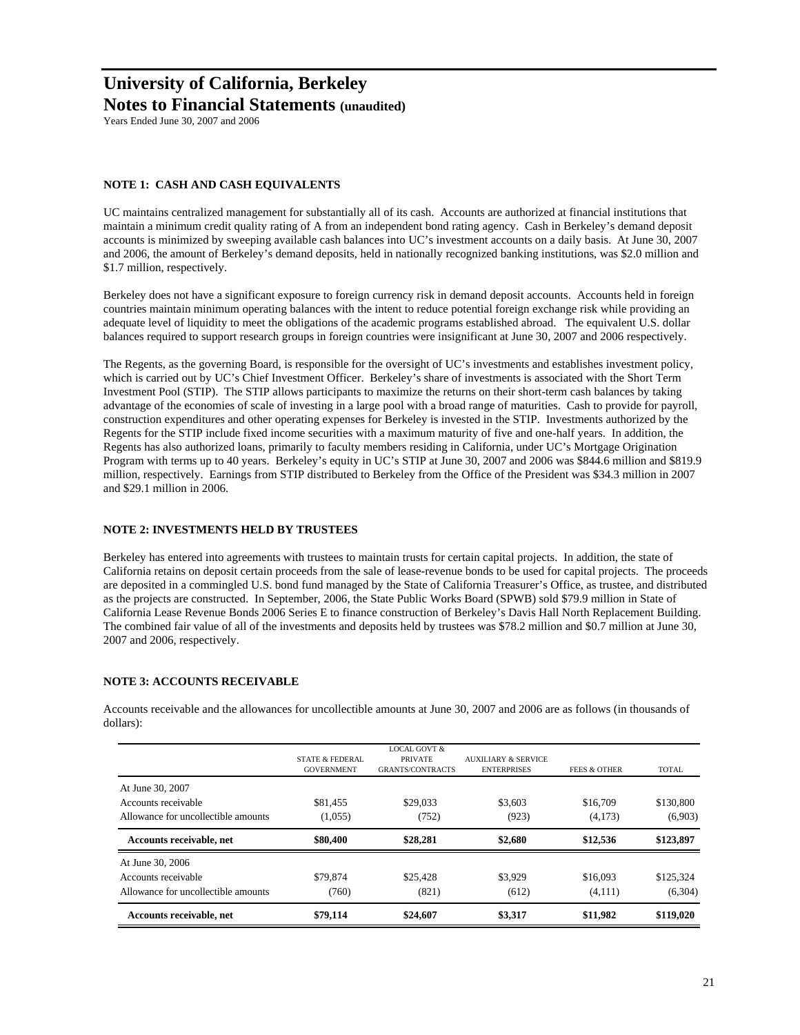# University of California, Berkeley
## Notes to Financial Statements (unaudited)

Years Ended June 30, 2007 and 2006

### NOTE 1: CASH AND CASH EQUIVALENTS

UC maintains centralized management for substantially all of its cash. Accounts are authorized at financial institutions that maintain a minimum credit quality rating of A from an independent bond rating agency. Cash in Berkeley's demand deposit accounts is minimized by sweeping available cash balances into UC's investment accounts on a daily basis. At June 30, 2007 and 2006, the amount of Berkeley's demand deposits, held in nationally recognized banking institutions, was $2.0 million and $1.7 million, respectively.

Berkeley does not have a significant exposure to foreign currency risk in demand deposit accounts. Accounts held in foreign countries maintain minimum operating balances with the intent to reduce potential foreign exchange risk while providing an adequate level of liquidity to meet the obligations of the academic programs established abroad. The equivalent U.S. dollar balances required to support research groups in foreign countries were insignificant at June 30, 2007 and 2006 respectively.

The Regents, as the governing Board, is responsible for the oversight of UC's investments and establishes investment policy, which is carried out by UC's Chief Investment Officer. Berkeley's share of investments is associated with the Short Term Investment Pool (STIP). The STIP allows participants to maximize the returns on their short-term cash balances by taking advantage of the economies of scale of investing in a large pool with a broad range of maturities. Cash to provide for payroll, construction expenditures and other operating expenses for Berkeley is invested in the STIP. Investments authorized by the Regents for the STIP include fixed income securities with a maximum maturity of five and one-half years. In addition, the Regents has also authorized loans, primarily to faculty members residing in California, under UC's Mortgage Origination Program with terms up to 40 years. Berkeley's equity in UC's STIP at June 30, 2007 and 2006 was $844.6 million and $819.9 million, respectively. Earnings from STIP distributed to Berkeley from the Office of the President was $34.3 million in 2007 and $29.1 million in 2006.

### NOTE 2: INVESTMENTS HELD BY TRUSTEES

Berkeley has entered into agreements with trustees to maintain trusts for certain capital projects. In addition, the state of California retains on deposit certain proceeds from the sale of lease-revenue bonds to be used for capital projects. The proceeds are deposited in a commingled U.S. bond fund managed by the State of California Treasurer's Office, as trustee, and distributed as the projects are constructed. In September, 2006, the State Public Works Board (SPWB) sold $79.9 million in State of California Lease Revenue Bonds 2006 Series E to finance construction of Berkeley's Davis Hall North Replacement Building. The combined fair value of all of the investments and deposits held by trustees was $78.2 million and $0.7 million at June 30, 2007 and 2006, respectively.

### NOTE 3: ACCOUNTS RECEIVABLE

Accounts receivable and the allowances for uncollectible amounts at June 30, 2007 and 2006 are as follows (in thousands of dollars):

| | STATE & FEDERAL GOVERNMENT | LOCAL GOVT & PRIVATE GRANTS/CONTRACTS | AUXILIARY & SERVICE ENTERPRISES | FEES & OTHER | TOTAL |
|---|---|---|---|---|---|
| At June 30, 2007 | | | | | |
| Accounts receivable | $81,455 | $29,033 | $3,603 | $16,709 | $130,800 |
| Allowance for uncollectible amounts | (1,055) | (752) | (923) | (4,173) | (6,903) |
| **Accounts receivable, net** | **$80,400** | **$28,281** | **$2,680** | **$12,536** | **$123,897** |
| At June 30, 2006 | | | | | |
| Accounts receivable | $79,874 | $25,428 | $3,929 | $16,093 | $125,324 |
| Allowance for uncollectible amounts | (760) | (821) | (612) | (4,111) | (6,304) |
| **Accounts receivable, net** | **$79,114** | **$24,607** | **$3,317** | **$11,982** | **$119,020** |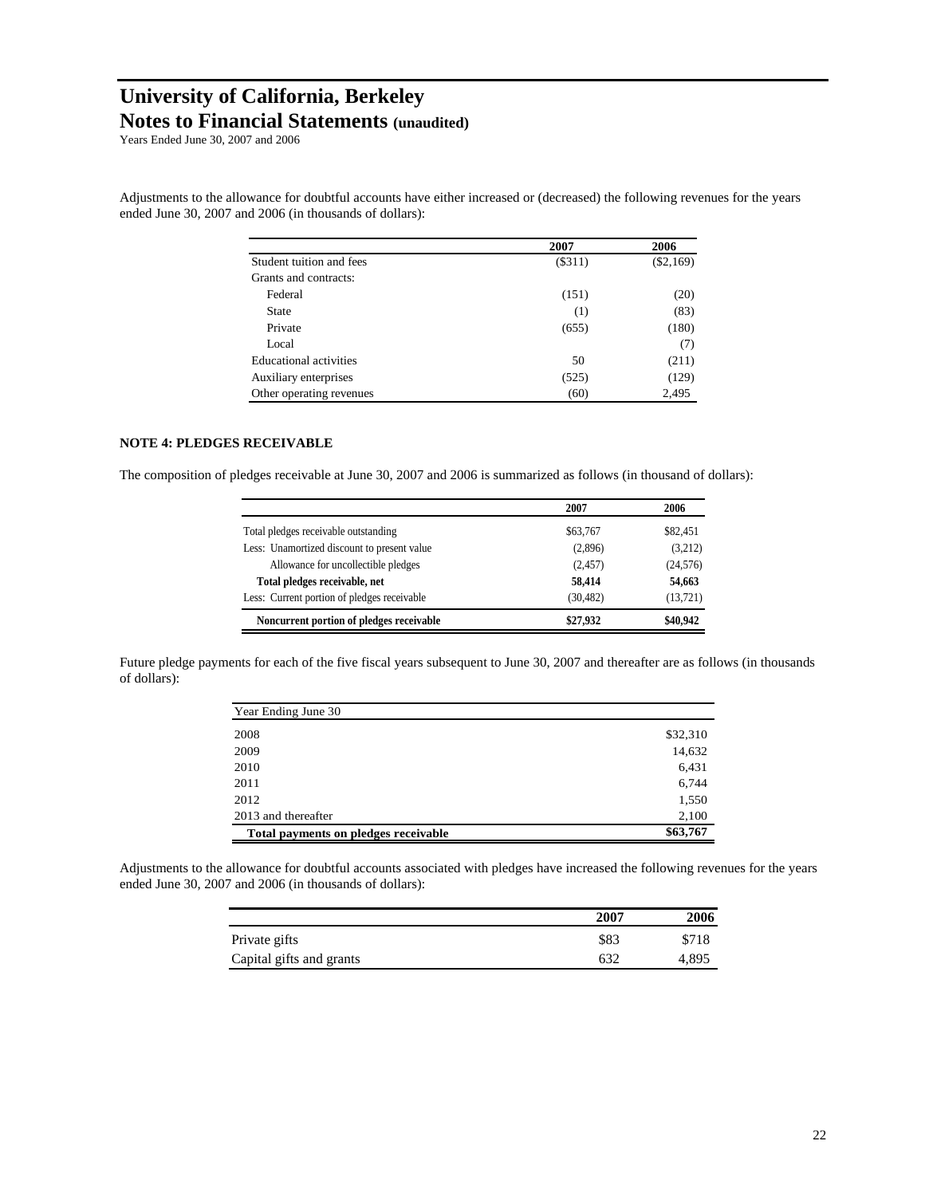# University of California, Berkeley
## Notes to Financial Statements (unaudited)

Years Ended June 30, 2007 and 2006

Adjustments to the allowance for doubtful accounts have either increased or (decreased) the following revenues for the years ended June 30, 2007 and 2006 (in thousands of dollars):

| | 2007 | 2006 |
|---|---|---|
| Student tuition and fees | ($311) | ($2,169) |
| Grants and contracts: | | |
| Federal | (151) | (20) |
| State | (1) | (83) |
| Private | (655) | (180) |
| Local | | (7) |
| Educational activities | 50 | (211) |
| Auxiliary enterprises | (525) | (129) |
| Other operating revenues | (60) | 2,495 |

**NOTE 4: PLEDGES RECEIVABLE**

The composition of pledges receivable at June 30, 2007 and 2006 is summarized as follows (in thousand of dollars):

| | 2007 | 2006 |
|---|---|---|
| Total pledges receivable outstanding | $63,767 | $82,451 |
| Less: Unamortized discount to present value | (2,896) | (3,212) |
| Allowance for uncollectible pledges | (2,457) | (24,576) |
| **Total pledges receivable, net** | **58,414** | **54,663** |
| Less: Current portion of pledges receivable | (30,482) | (13,721) |
| **Noncurrent portion of pledges receivable** | **$27,932** | **$40,942** |

Future pledge payments for each of the five fiscal years subsequent to June 30, 2007 and thereafter are as follows (in thousands of dollars):

| Year Ending June 30 | |
|---|---|
| 2008 | $32,310 |
| 2009 | 14,632 |
| 2010 | 6,431 |
| 2011 | 6,744 |
| 2012 | 1,550 |
| 2013 and thereafter | 2,100 |
| **Total payments on pledges receivable** | **$63,767** |

Adjustments to the allowance for doubtful accounts associated with pledges have increased the following revenues for the years ended June 30, 2007 and 2006 (in thousands of dollars):

| | 2007 | 2006 |
|---|---|---|
| Private gifts | $83 | $718 |
| Capital gifts and grants | 632 | 4,895 |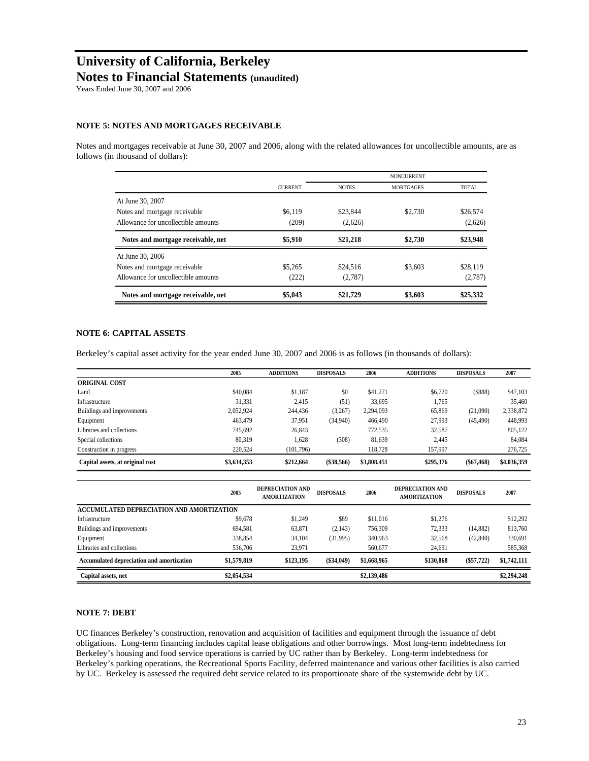# University of California, Berkeley
## Notes to Financial Statements (unaudited)
Years Ended June 30, 2007 and 2006

### NOTE 5: NOTES AND MORTGAGES RECEIVABLE

Notes and mortgages receivable at June 30, 2007 and 2006, along with the related allowances for uncollectible amounts, are as follows (in thousand of dollars):

| | | NONCURRENT | | |
|---|---|---|---|---|
| | CURRENT | NOTES | MORTGAGES | TOTAL |
| At June 30, 2007 | | | | |
| Notes and mortgage receivable | $6,119 | $23,844 | $2,730 | $26,574 |
| Allowance for uncollectible amounts | (209) | (2,626) | | (2,626) |
| **Notes and mortgage receivable, net** | **$5,910** | **$21,218** | **$2,730** | **$23,948** |
| At June 30, 2006 | | | | |
| Notes and mortgage receivable | $5,265 | $24,516 | $3,603 | $28,119 |
| Allowance for uncollectible amounts | (222) | (2,787) | | (2,787) |
| **Notes and mortgage receivable, net** | **$5,043** | **$21,729** | **$3,603** | **$25,332** |

### NOTE 6: CAPITAL ASSETS

Berkeley's capital asset activity for the year ended June 30, 2007 and 2006 is as follows (in thousands of dollars):

| | 2005 | ADDITIONS | DISPOSALS | 2006 | ADDITIONS | DISPOSALS | 2007 |
|---|---|---|---|---|---|---|---|
| **ORIGINAL COST** | | | | | | | |
| Land | $40,084 | $1,187 | $0 | $41,271 | $6,720 | ($888) | $47,103 |
| Infrastructure | 31,331 | 2,415 | (51) | 33,695 | 1,765 | | 35,460 |
| Buildings and improvements | 2,052,924 | 244,436 | (3,267) | 2,294,093 | 65,869 | (21,090) | 2,338,872 |
| Equipment | 463,479 | 37,951 | (34,940) | 466,490 | 27,993 | (45,490) | 448,993 |
| Libraries and collections | 745,692 | 26,843 | | 772,535 | 32,587 | | 805,122 |
| Special collections | 80,319 | 1,628 | (308) | 81,639 | 2,445 | | 84,084 |
| Construction in progress | 220,524 | (101,796) | | 118,728 | 157,997 | | 276,725 |
| **Capital assets, at original cost** | **$3,634,353** | **$212,664** | **($38,566)** | **$3,808,451** | **$295,376** | **($67,468)** | **$4,036,359** |

| | 2005 | DEPRECIATION AND AMORTIZATION | DISPOSALS | 2006 | DEPRECIATION AND AMORTIZATION | DISPOSALS | 2007 |
|---|---|---|---|---|---|---|---|
| **ACCUMULATED DEPRECIATION AND AMORTIZATION** | | | | | | | |
| Infrastructure | $9,678 | $1,249 | $89 | $11,016 | $1,276 | | $12,292 |
| Buildings and improvements | 694,581 | 63,871 | (2,143) | 756,309 | 72,333 | (14,882) | 813,760 |
| Equipment | 338,854 | 34,104 | (31,995) | 340,963 | 32,568 | (42,840) | 330,691 |
| Libraries and collections | 536,706 | 23,971 | | 560,677 | 24,691 | | 585,368 |
| **Accumulated depreciation and amortization** | **$1,579,819** | **$123,195** | **($34,049)** | **$1,668,965** | **$130,868** | **($57,722)** | **$1,742,111** |
| **Capital assets, net** | **$2,054,534** | | | **$2,139,486** | | | **$2,294,248** |

### NOTE 7: DEBT

UC finances Berkeley's construction, renovation and acquisition of facilities and equipment through the issuance of debt obligations. Long-term financing includes capital lease obligations and other borrowings. Most long-term indebtedness for Berkeley's housing and food service operations is carried by UC rather than by Berkeley. Long-term indebtedness for Berkeley's parking operations, the Recreational Sports Facility, deferred maintenance and various other facilities is also carried by UC. Berkeley is assessed the required debt service related to its proportionate share of the systemwide debt by UC.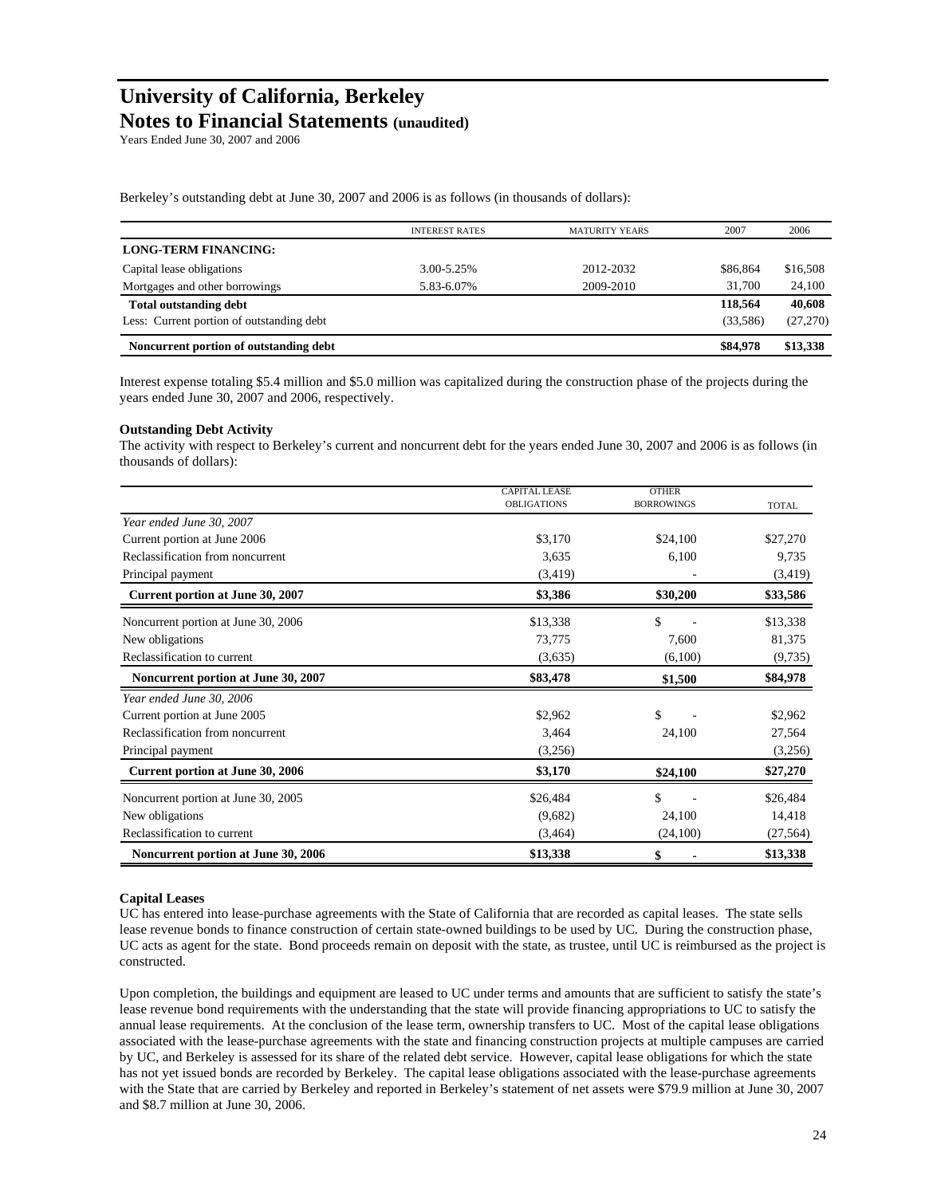# University of California, Berkeley
## Notes to Financial Statements (unaudited)

Years Ended June 30, 2007 and 2006

Berkeley's outstanding debt at June 30, 2007 and 2006 is as follows (in thousands of dollars):

| | INTEREST RATES | MATURITY YEARS | 2007 | 2006 |
|---|---|---|---|---|
| **LONG-TERM FINANCING:** | | | | |
| Capital lease obligations | 3.00-5.25% | 2012-2032 | $86,864 | $16,508 |
| Mortgages and other borrowings | 5.83-6.07% | 2009-2010 | 31,700 | 24,100 |
| **Total outstanding debt** | | | **118,564** | **40,608** |
| Less: Current portion of outstanding debt | | | (33,586) | (27,270) |
| **Noncurrent portion of outstanding debt** | | | **$84,978** | **$13,338** |

Interest expense totaling $5.4 million and $5.0 million was capitalized during the construction phase of the projects during the years ended June 30, 2007 and 2006, respectively.

**Outstanding Debt Activity**

The activity with respect to Berkeley's current and noncurrent debt for the years ended June 30, 2007 and 2006 is as follows (in thousands of dollars):

| | CAPITAL LEASE OBLIGATIONS | OTHER BORROWINGS | TOTAL |
|---|---|---|---|
| *Year ended June 30, 2007* | | | |
| Current portion at June 2006 | $3,170 | $24,100 | $27,270 |
| Reclassification from noncurrent | 3,635 | 6,100 | 9,735 |
| Principal payment | (3,419) | - | (3,419) |
| **Current portion at June 30, 2007** | **$3,386** | **$30,200** | **$33,586** |
| Noncurrent portion at June 30, 2006 | $13,338 | $ - | $13,338 |
| New obligations | 73,775 | 7,600 | 81,375 |
| Reclassification to current | (3,635) | (6,100) | (9,735) |
| **Noncurrent portion at June 30, 2007** | **$83,478** | **$1,500** | **$84,978** |
| *Year ended June 30, 2006* | | | |
| Current portion at June 2005 | $2,962 | $ - | $2,962 |
| Reclassification from noncurrent | 3,464 | 24,100 | 27,564 |
| Principal payment | (3,256) | | (3,256) |
| **Current portion at June 30, 2006** | **$3,170** | **$24,100** | **$27,270** |
| Noncurrent portion at June 30, 2005 | $26,484 | $ - | $26,484 |
| New obligations | (9,682) | 24,100 | 14,418 |
| Reclassification to current | (3,464) | (24,100) | (27,564) |
| **Noncurrent portion at June 30, 2006** | **$13,338** | **$ -** | **$13,338** |

**Capital Leases**

UC has entered into lease-purchase agreements with the State of California that are recorded as capital leases. The state sells lease revenue bonds to finance construction of certain state-owned buildings to be used by UC. During the construction phase, UC acts as agent for the state. Bond proceeds remain on deposit with the state, as trustee, until UC is reimbursed as the project is constructed.

Upon completion, the buildings and equipment are leased to UC under terms and amounts that are sufficient to satisfy the state's lease revenue bond requirements with the understanding that the state will provide financing appropriations to UC to satisfy the annual lease requirements. At the conclusion of the lease term, ownership transfers to UC. Most of the capital lease obligations associated with the lease-purchase agreements with the state and financing construction projects at multiple campuses are carried by UC, and Berkeley is assessed for its share of the related debt service. However, capital lease obligations for which the state has not yet issued bonds are recorded by Berkeley. The capital lease obligations associated with the lease-purchase agreements with the State that are carried by Berkeley and reported in Berkeley's statement of net assets were $79.9 million at June 30, 2007 and $8.7 million at June 30, 2006.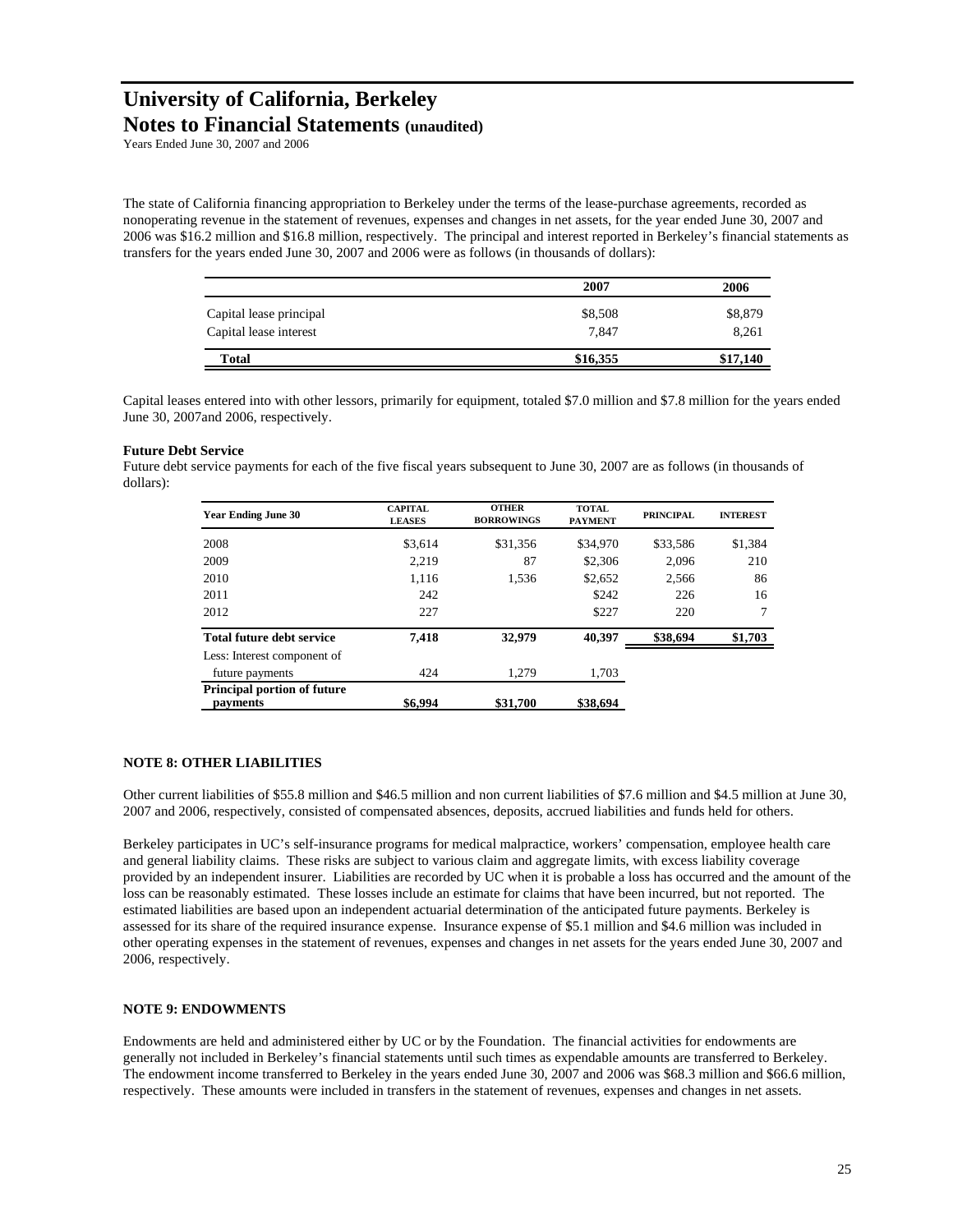The state of California financing appropriation to Berkeley under the terms of the lease-purchase agreements, recorded as nonoperating revenue in the statement of revenues, expenses and changes in net assets, for the year ended June 30, 2007 and 2006 was $16.2 million and $16.8 million, respectively. The principal and interest reported in Berkeley's financial statements as transfers for the years ended June 30, 2007 and 2006 were as follows (in thousands of dollars):

| | 2007 | 2006 |
|---|---|---|
| Capital lease principal | $8,508 | $8,879 |
| Capital lease interest | 7,847 | 8,261 |
| **Total** | **$16,355** | **$17,140** |

Capital leases entered into with other lessors, primarily for equipment, totaled $7.0 million and $7.8 million for the years ended June 30, 2007and 2006, respectively.

**Future Debt Service**

Future debt service payments for each of the five fiscal years subsequent to June 30, 2007 are as follows (in thousands of dollars):

| Year Ending June 30 | CAPITAL LEASES | OTHER BORROWINGS | TOTAL PAYMENT | PRINCIPAL | INTEREST |
|---|---|---|---|---|---|
| 2008 | $3,614 | $31,356 | $34,970 | $33,586 | $1,384 |
| 2009 | 2,219 | 87 | $2,306 | 2,096 | 210 |
| 2010 | 1,116 | 1,536 | $2,652 | 2,566 | 86 |
| 2011 | 242 | | $242 | 226 | 16 |
| 2012 | 227 | | $227 | 220 | 7 |
| **Total future debt service** | **7,418** | **32,979** | **40,397** | **$38,694** | **$1,703** |
| Less: Interest component of future payments | 424 | 1,279 | 1,703 | | |
| **Principal portion of future payments** | **$6,994** | **$31,700** | **$38,694** | | |

**NOTE 8: OTHER LIABILITIES**

Other current liabilities of $55.8 million and $46.5 million and non current liabilities of $7.6 million and $4.5 million at June 30, 2007 and 2006, respectively, consisted of compensated absences, deposits, accrued liabilities and funds held for others.

Berkeley participates in UC's self-insurance programs for medical malpractice, workers' compensation, employee health care and general liability claims. These risks are subject to various claim and aggregate limits, with excess liability coverage provided by an independent insurer. Liabilities are recorded by UC when it is probable a loss has occurred and the amount of the loss can be reasonably estimated. These losses include an estimate for claims that have been incurred, but not reported. The estimated liabilities are based upon an independent actuarial determination of the anticipated future payments. Berkeley is assessed for its share of the required insurance expense. Insurance expense of $5.1 million and $4.6 million was included in other operating expenses in the statement of revenues, expenses and changes in net assets for the years ended June 30, 2007 and 2006, respectively.

**NOTE 9: ENDOWMENTS**

Endowments are held and administered either by UC or by the Foundation. The financial activities for endowments are generally not included in Berkeley's financial statements until such times as expendable amounts are transferred to Berkeley. The endowment income transferred to Berkeley in the years ended June 30, 2007 and 2006 was $68.3 million and $66.6 million, respectively. These amounts were included in transfers in the statement of revenues, expenses and changes in net assets.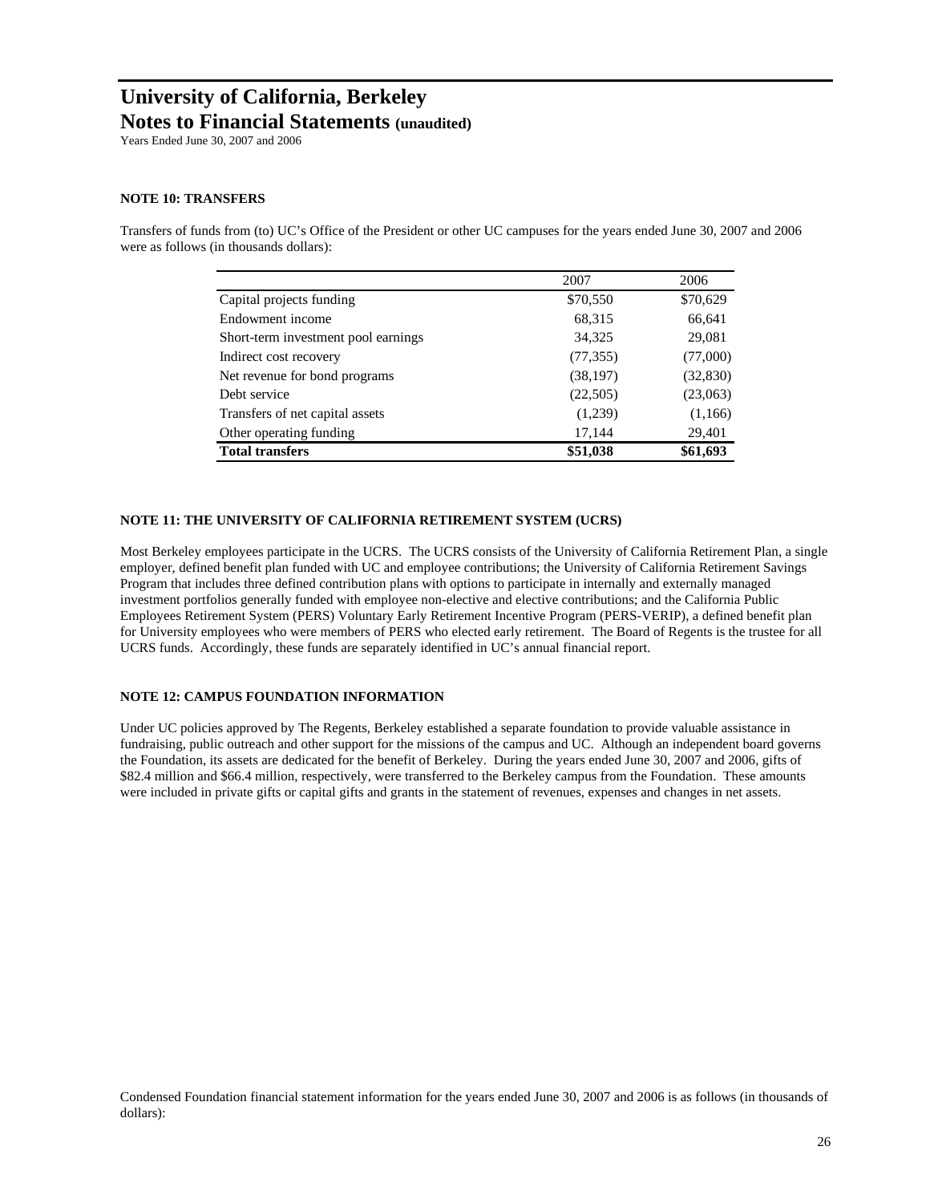# University of California, Berkeley

## Notes to Financial Statements (unaudited)

Years Ended June 30, 2007 and 2006

### NOTE 10: TRANSFERS

Transfers of funds from (to) UC's Office of the President or other UC campuses for the years ended June 30, 2007 and 2006 were as follows (in thousands dollars):

| | 2007 | 2006 |
|---|---|---|
| Capital projects funding | $70,550 | $70,629 |
| Endowment income | 68,315 | 66,641 |
| Short-term investment pool earnings | 34,325 | 29,081 |
| Indirect cost recovery | (77,355) | (77,000) |
| Net revenue for bond programs | (38,197) | (32,830) |
| Debt service | (22,505) | (23,063) |
| Transfers of net capital assets | (1,239) | (1,166) |
| Other operating funding | 17,144 | 29,401 |
| **Total transfers** | **$51,038** | **$61,693** |

### NOTE 11: THE UNIVERSITY OF CALIFORNIA RETIREMENT SYSTEM (UCRS)

Most Berkeley employees participate in the UCRS. The UCRS consists of the University of California Retirement Plan, a single employer, defined benefit plan funded with UC and employee contributions; the University of California Retirement Savings Program that includes three defined contribution plans with options to participate in internally and externally managed investment portfolios generally funded with employee non-elective and elective contributions; and the California Public Employees Retirement System (PERS) Voluntary Early Retirement Incentive Program (PERS-VERIP), a defined benefit plan for University employees who were members of PERS who elected early retirement. The Board of Regents is the trustee for all UCRS funds. Accordingly, these funds are separately identified in UC's annual financial report.

### NOTE 12: CAMPUS FOUNDATION INFORMATION

Under UC policies approved by The Regents, Berkeley established a separate foundation to provide valuable assistance in fundraising, public outreach and other support for the missions of the campus and UC. Although an independent board governs the Foundation, its assets are dedicated for the benefit of Berkeley. During the years ended June 30, 2007 and 2006, gifts of $82.4 million and $66.4 million, respectively, were transferred to the Berkeley campus from the Foundation. These amounts were included in private gifts or capital gifts and grants in the statement of revenues, expenses and changes in net assets.

Condensed Foundation financial statement information for the years ended June 30, 2007 and 2006 is as follows (in thousands of dollars):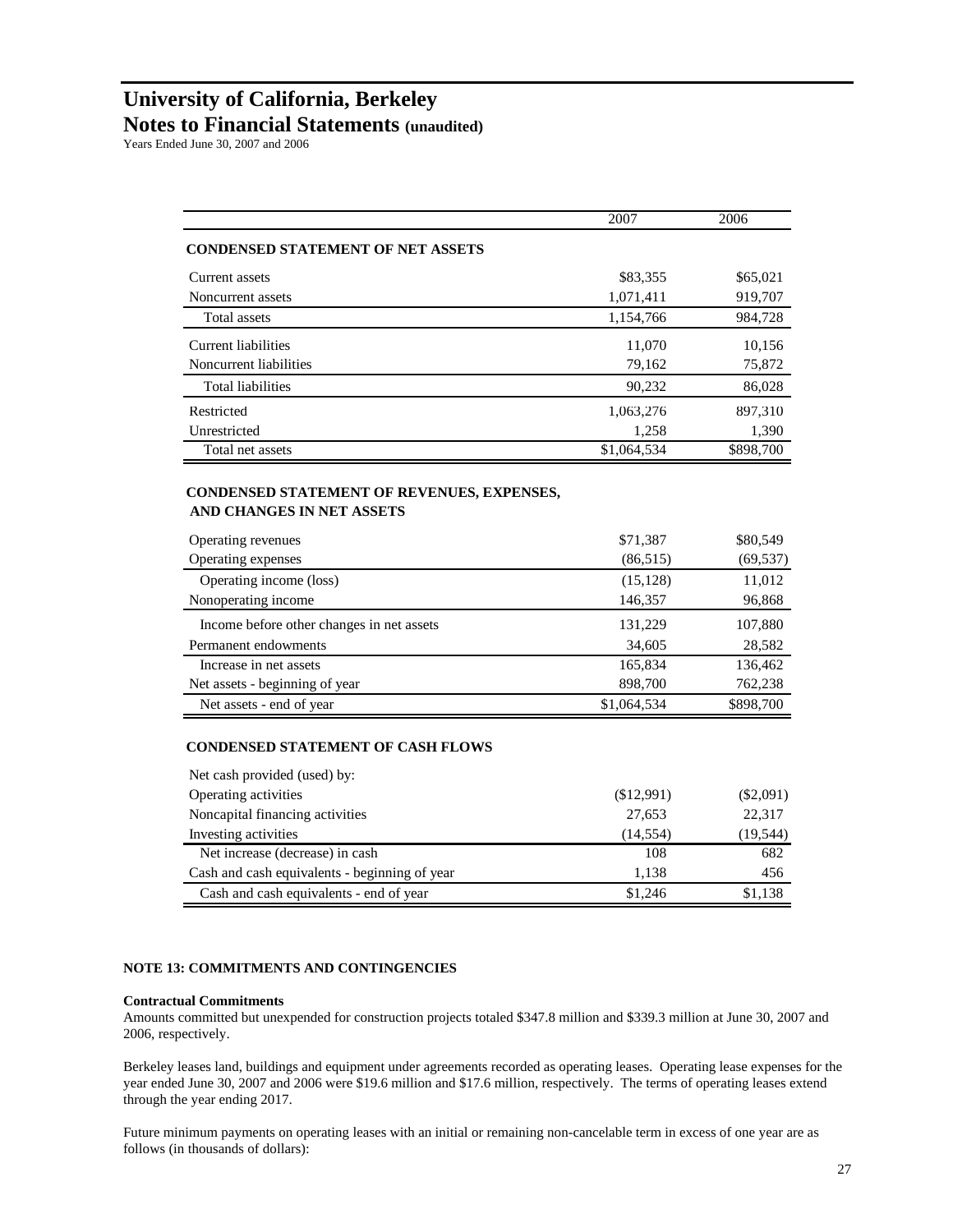# University of California, Berkeley

## Notes to Financial Statements (unaudited)

Years Ended June 30, 2007 and 2006

| | 2007 | 2006 |
|---|---|---|
| **CONDENSED STATEMENT OF NET ASSETS** | | |
| Current assets | $83,355 | $65,021 |
| Noncurrent assets | 1,071,411 | 919,707 |
| Total assets | 1,154,766 | 984,728 |
| Current liabilities | 11,070 | 10,156 |
| Noncurrent liabilities | 79,162 | 75,872 |
| Total liabilities | 90,232 | 86,028 |
| Restricted | 1,063,276 | 897,310 |
| Unrestricted | 1,258 | 1,390 |
| Total net assets | $1,064,534 | $898,700 |
| **CONDENSED STATEMENT OF REVENUES, EXPENSES, AND CHANGES IN NET ASSETS** | | |
| Operating revenues | $71,387 | $80,549 |
| Operating expenses | (86,515) | (69,537) |
| Operating income (loss) | (15,128) | 11,012 |
| Nonoperating income | 146,357 | 96,868 |
| Income before other changes in net assets | 131,229 | 107,880 |
| Permanent endowments | 34,605 | 28,582 |
| Increase in net assets | 165,834 | 136,462 |
| Net assets - beginning of year | 898,700 | 762,238 |
| Net assets - end of year | $1,064,534 | $898,700 |
| **CONDENSED STATEMENT OF CASH FLOWS** | | |
| Net cash provided (used) by: | | |
| Operating activities | ($12,991) | ($2,091) |
| Noncapital financing activities | 27,653 | 22,317 |
| Investing activities | (14,554) | (19,544) |
| Net increase (decrease) in cash | 108 | 682 |
| Cash and cash equivalents - beginning of year | 1,138 | 456 |
| Cash and cash equivalents - end of year | $1,246 | $1,138 |

### NOTE 13: COMMITMENTS AND CONTINGENCIES

**Contractual Commitments**

Amounts committed but unexpended for construction projects totaled $347.8 million and $339.3 million at June 30, 2007 and 2006, respectively.

Berkeley leases land, buildings and equipment under agreements recorded as operating leases. Operating lease expenses for the year ended June 30, 2007 and 2006 were $19.6 million and $17.6 million, respectively. The terms of operating leases extend through the year ending 2017.

Future minimum payments on operating leases with an initial or remaining non-cancelable term in excess of one year are as follows (in thousands of dollars):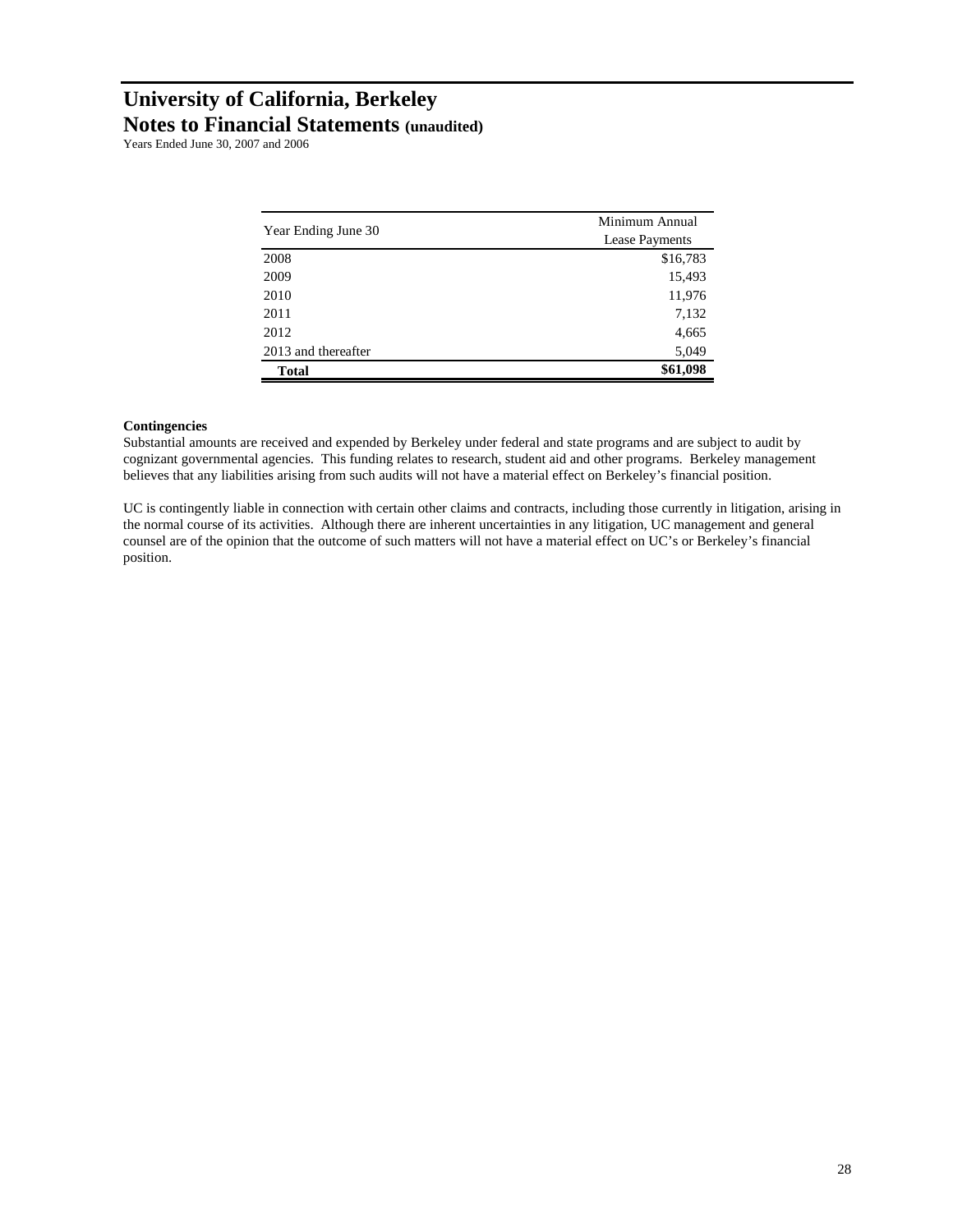| Year Ending June 30 | Minimum Annual Lease Payments |
|---|---|
| 2008 | $16,783 |
| 2009 | 15,493 |
| 2010 | 11,976 |
| 2011 | 7,132 |
| 2012 | 4,665 |
| 2013 and thereafter | 5,049 |
| **Total** | **$61,098** |

**Contingencies**

Substantial amounts are received and expended by Berkeley under federal and state programs and are subject to audit by cognizant governmental agencies. This funding relates to research, student aid and other programs. Berkeley management believes that any liabilities arising from such audits will not have a material effect on Berkeley's financial position.

UC is contingently liable in connection with certain other claims and contracts, including those currently in litigation, arising in the normal course of its activities. Although there are inherent uncertainties in any litigation, UC management and general counsel are of the opinion that the outcome of such matters will not have a material effect on UC's or Berkeley's financial position.